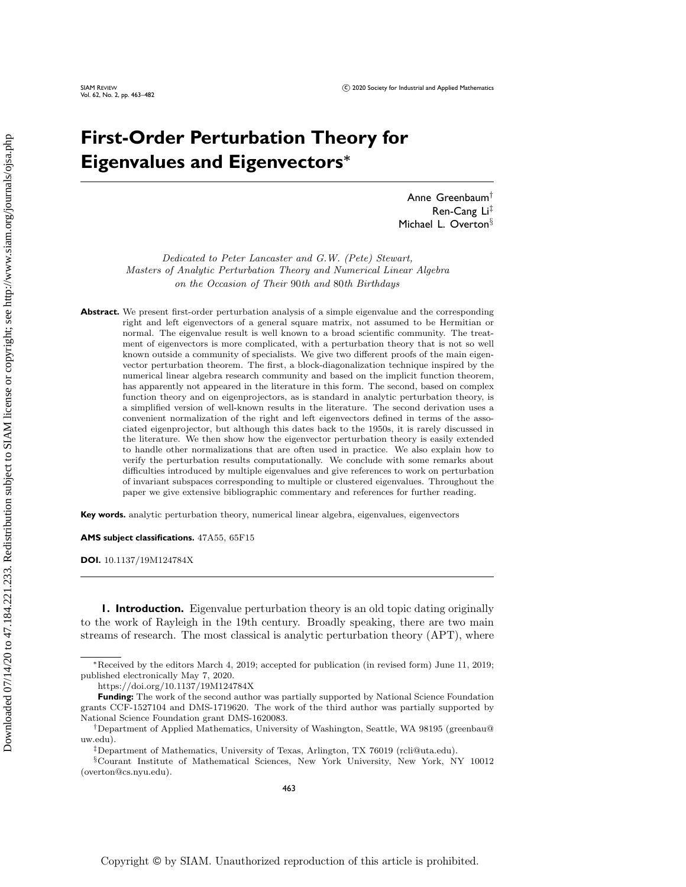# First-Order Perturbation Theory for Eigenvalues and Eigenvectors*

Anne Greenbaum[†]
Ren-Cang Li[‡]
Michael L. Overton[§]

*Dedicated to Peter Lancaster and G.W. (Pete) Stewart,*
*Masters of Analytic Perturbation Theory and Numerical Linear Algebra*
*on the Occasion of Their 90th and 80th Birthdays*

**Abstract.** We present first-order perturbation analysis of a simple eigenvalue and the corresponding right and left eigenvectors of a general square matrix, not assumed to be Hermitian or normal. The eigenvalue result is well known to a broad scientific community. The treatment of eigenvectors is more complicated, with a perturbation theory that is not so well known outside a community of specialists. We give two different proofs of the main eigenvector perturbation theorem. The first, a block-diagonalization technique inspired by the numerical linear algebra research community and based on the implicit function theorem, has apparently not appeared in the literature in this form. The second, based on complex function theory and on eigenprojectors, as is standard in analytic perturbation theory, is a simplified version of well-known results in the literature. The second derivation uses a convenient normalization of the right and left eigenvectors defined in terms of the associated eigenprojector, but although this dates back to the 1950s, it is rarely discussed in the literature. We then show how the eigenvector perturbation theory is easily extended to handle other normalizations that are often used in practice. We also explain how to verify the perturbation results computationally. We conclude with some remarks about difficulties introduced by multiple eigenvalues and give references to work on perturbation of invariant subspaces corresponding to multiple or clustered eigenvalues. Throughout the paper we give extensive bibliographic commentary and references for further reading.

**Key words.** analytic perturbation theory, numerical linear algebra, eigenvalues, eigenvectors

**AMS subject classifications.** 47A55, 65F15

**DOI.** 10.1137/19M124784X

## 1. Introduction.

Eigenvalue perturbation theory is an old topic dating originally to the work of Rayleigh in the 19th century. Broadly speaking, there are two main streams of research. The most classical is analytic perturbation theory (APT), where

---

*Received by the editors March 4, 2019; accepted for publication (in revised form) June 11, 2019; published electronically May 7, 2020.

https://doi.org/10.1137/19M124784X

**Funding:** The work of the second author was partially supported by National Science Foundation grants CCF-1527104 and DMS-1719620. The work of the third author was partially supported by National Science Foundation grant DMS-1620083.

[†]Department of Applied Mathematics, University of Washington, Seattle, WA 98195 (greenbau@uw.edu).

[‡]Department of Mathematics, University of Texas, Arlington, TX 76019 (rcli@uta.edu).

[§]Courant Institute of Mathematical Sciences, New York University, New York, NY 10012 (overton@cs.nyu.edu).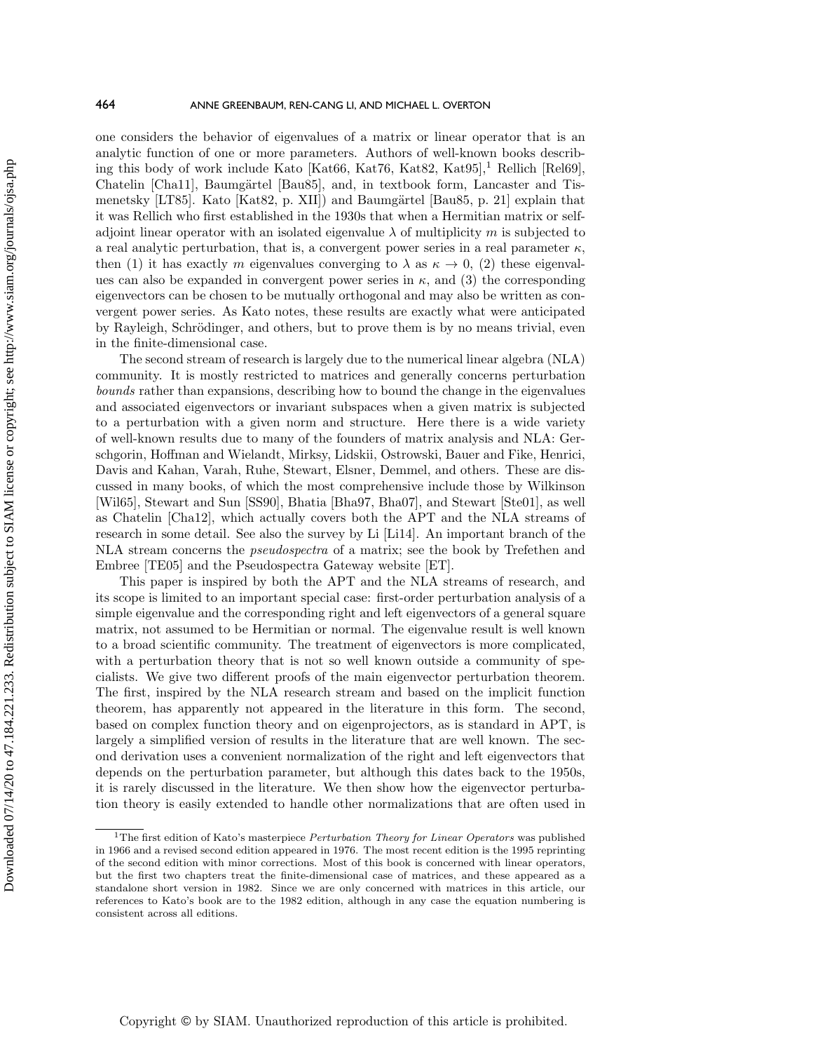one considers the behavior of eigenvalues of a matrix or linear operator that is an analytic function of one or more parameters. Authors of well-known books describing this body of work include Kato [Kat66, Kat76, Kat82, Kat95],[1] Rellich [Rel69], Chatelin [Cha11], Baumgärtel [Bau85], and, in textbook form, Lancaster and Tismenetsky [LT85]. Kato [Kat82, p. XII]) and Baumgärtel [Bau85, p. 21] explain that it was Rellich who first established in the 1930s that when a Hermitian matrix or self-adjoint linear operator with an isolated eigenvalue $\lambda$ of multiplicity $m$ is subjected to a real analytic perturbation, that is, a convergent power series in a real parameter $\kappa$, then (1) it has exactly $m$ eigenvalues converging to $\lambda$ as $\kappa \to 0$, (2) these eigenvalues can also be expanded in convergent power series in $\kappa$, and (3) the corresponding eigenvectors can be chosen to be mutually orthogonal and may also be written as convergent power series. As Kato notes, these results are exactly what were anticipated by Rayleigh, Schrödinger, and others, but to prove them is by no means trivial, even in the finite-dimensional case.

The second stream of research is largely due to the numerical linear algebra (NLA) community. It is mostly restricted to matrices and generally concerns perturbation *bounds* rather than expansions, describing how to bound the change in the eigenvalues and associated eigenvectors or invariant subspaces when a given matrix is subjected to a perturbation with a given norm and structure. Here there is a wide variety of well-known results due to many of the founders of matrix analysis and NLA: Gerschgorin, Hoffman and Wielandt, Mirksy, Lidskii, Ostrowski, Bauer and Fike, Henrici, Davis and Kahan, Varah, Ruhe, Stewart, Elsner, Demmel, and others. These are discussed in many books, of which the most comprehensive include those by Wilkinson [Wil65], Stewart and Sun [SS90], Bhatia [Bha97, Bha07], and Stewart [Ste01], as well as Chatelin [Cha12], which actually covers both the APT and the NLA streams of research in some detail. See also the survey by Li [Li14]. An important branch of the NLA stream concerns the *pseudospectra* of a matrix; see the book by Trefethen and Embree [TE05] and the Pseudospectra Gateway website [ET].

This paper is inspired by both the APT and the NLA streams of research, and its scope is limited to an important special case: first-order perturbation analysis of a simple eigenvalue and the corresponding right and left eigenvectors of a general square matrix, not assumed to be Hermitian or normal. The eigenvalue result is well known to a broad scientific community. The treatment of eigenvectors is more complicated, with a perturbation theory that is not so well known outside a community of specialists. We give two different proofs of the main eigenvector perturbation theorem. The first, inspired by the NLA research stream and based on the implicit function theorem, has apparently not appeared in the literature in this form. The second, based on complex function theory and on eigenprojectors, as is standard in APT, is largely a simplified version of results in the literature that are well known. The second derivation uses a convenient normalization of the right and left eigenvectors that depends on the perturbation parameter, but although this dates back to the 1950s, it is rarely discussed in the literature. We then show how the eigenvector perturbation theory is easily extended to handle other normalizations that are often used in

[1] The first edition of Kato's masterpiece *Perturbation Theory for Linear Operators* was published in 1966 and a revised second edition appeared in 1976. The most recent edition is the 1995 reprinting of the second edition with minor corrections. Most of this book is concerned with linear operators, but the first two chapters treat the finite-dimensional case of matrices, and these appeared as a standalone short version in 1982. Since we are only concerned with matrices in this article, our references to Kato's book are to the 1982 edition, although in any case the equation numbering is consistent across all editions.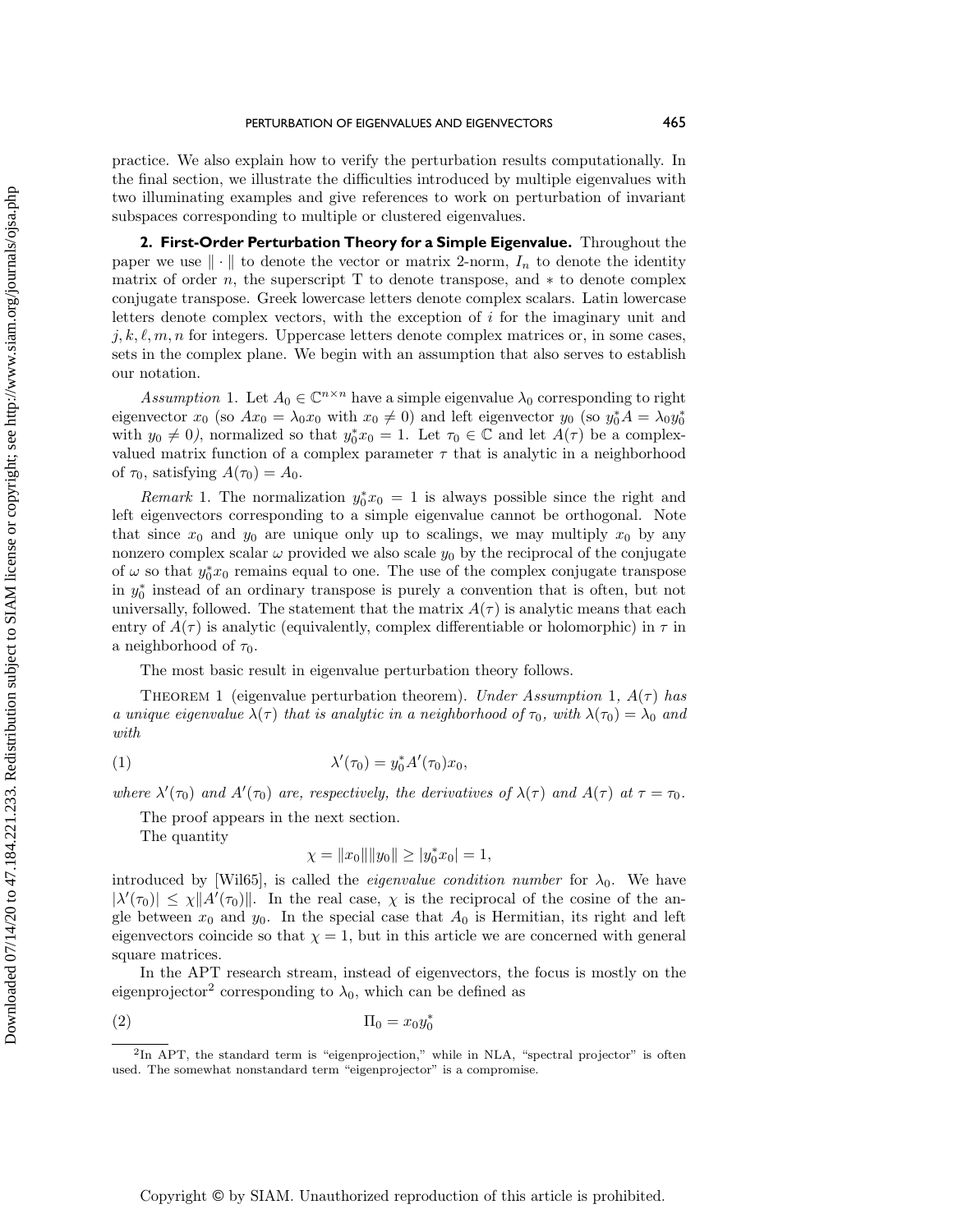practice. We also explain how to verify the perturbation results computationally. In the final section, we illustrate the difficulties introduced by multiple eigenvalues with two illuminating examples and give references to work on perturbation of invariant subspaces corresponding to multiple or clustered eigenvalues.

## 2. First-Order Perturbation Theory for a Simple Eigenvalue.

Throughout the paper we use $\|\cdot\|$ to denote the vector or matrix 2-norm, $I_n$ to denote the identity matrix of order $n$, the superscript T to denote transpose, and $*$ to denote complex conjugate transpose. Greek lowercase letters denote complex scalars. Latin lowercase letters denote complex vectors, with the exception of $i$ for the imaginary unit and $j, k, \ell, m, n$ for integers. Uppercase letters denote complex matrices or, in some cases, sets in the complex plane. We begin with an assumption that also serves to establish our notation.

*Assumption* 1. Let $A_0 \in \mathbb{C}^{n\times n}$ have a simple eigenvalue $\lambda_0$ corresponding to right eigenvector $x_0$ (so $Ax_0 = \lambda_0 x_0$ with $x_0 \neq 0$) and left eigenvector $y_0$ (so $y_0^* A = \lambda_0 y_0^*$ with $y_0 \neq 0$), normalized so that $y_0^* x_0 = 1$. Let $\tau_0 \in \mathbb{C}$ and let $A(\tau)$ be a complex-valued matrix function of a complex parameter $\tau$ that is analytic in a neighborhood of $\tau_0$, satisfying $A(\tau_0) = A_0$.

*Remark* 1. The normalization $y_0^* x_0 = 1$ is always possible since the right and left eigenvectors corresponding to a simple eigenvalue cannot be orthogonal. Note that since $x_0$ and $y_0$ are unique only up to scalings, we may multiply $x_0$ by any nonzero complex scalar $\omega$ provided we also scale $y_0$ by the reciprocal of the conjugate of $\omega$ so that $y_0^* x_0$ remains equal to one. The use of the complex conjugate transpose in $y_0^*$ instead of an ordinary transpose is purely a convention that is often, but not universally, followed. The statement that the matrix $A(\tau)$ is analytic means that each entry of $A(\tau)$ is analytic (equivalently, complex differentiable or holomorphic) in $\tau$ in a neighborhood of $\tau_0$.

The most basic result in eigenvalue perturbation theory follows.

THEOREM 1 (eigenvalue perturbation theorem). *Under Assumption* 1*, $A(\tau)$ has a unique eigenvalue $\lambda(\tau)$ that is analytic in a neighborhood of $\tau_0$, with $\lambda(\tau_0) = \lambda_0$ and with*

$$\lambda'(\tau_0) = y_0^* A'(\tau_0) x_0, \tag{1}$$

*where $\lambda'(\tau_0)$ and $A'(\tau_0)$ are, respectively, the derivatives of $\lambda(\tau)$ and $A(\tau)$ at $\tau = \tau_0$.*

The proof appears in the next section.

The quantity

$$\chi = \|x_0\|\|y_0\| \geq |y_0^* x_0| = 1,$$

introduced by [Wil65], is called the *eigenvalue condition number* for $\lambda_0$. We have $|\lambda'(\tau_0)| \leq \chi \|A'(\tau_0)\|$. In the real case, $\chi$ is the reciprocal of the cosine of the angle between $x_0$ and $y_0$. In the special case that $A_0$ is Hermitian, its right and left eigenvectors coincide so that $\chi = 1$, but in this article we are concerned with general square matrices.

In the APT research stream, instead of eigenvectors, the focus is mostly on the eigenprojector[2] corresponding to $\lambda_0$, which can be defined as

$$\Pi_0 = x_0 y_0^* \tag{2}$$

[2] In APT, the standard term is "eigenprojection," while in NLA, "spectral projector" is often used. The somewhat nonstandard term "eigenprojector" is a compromise.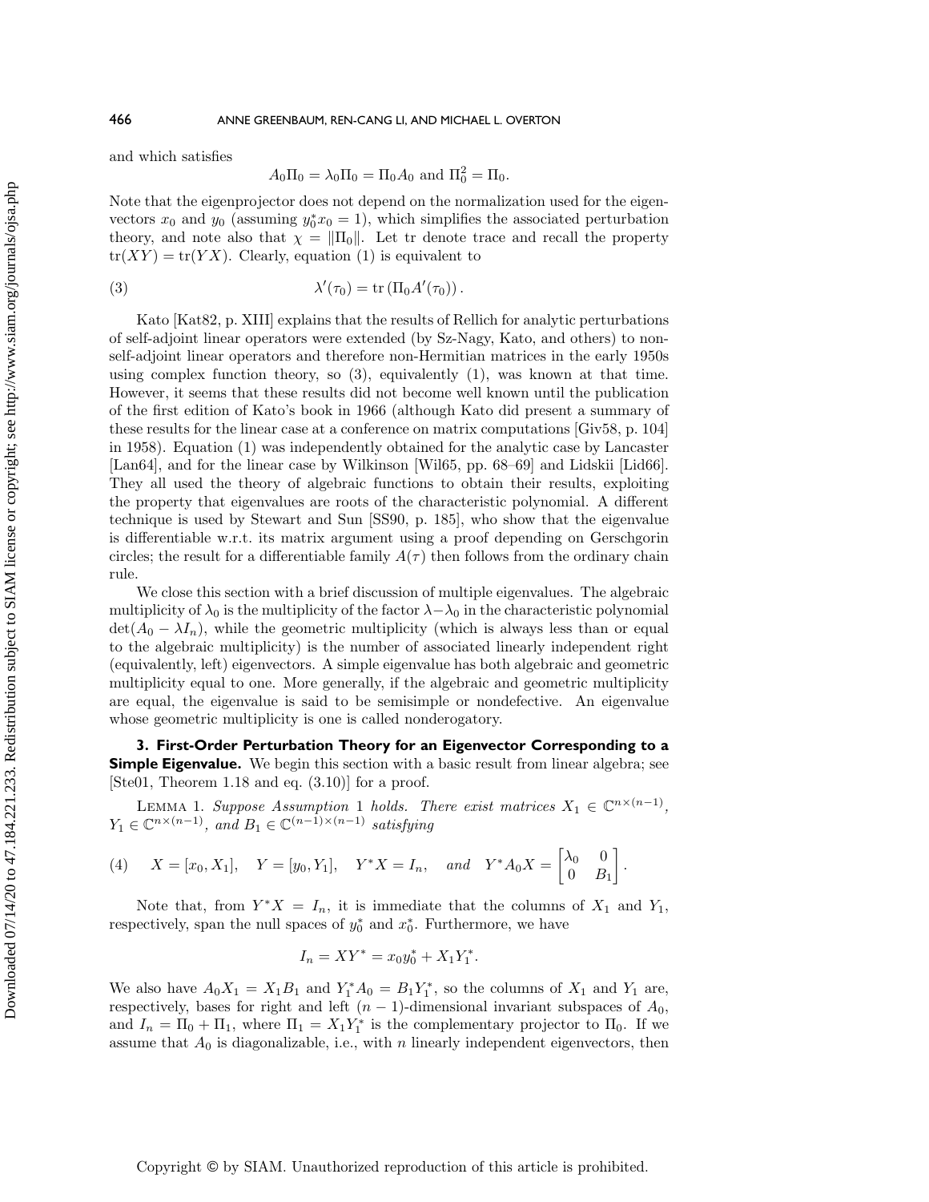and which satisfies

$$A_0\Pi_0 = \lambda_0\Pi_0 = \Pi_0 A_0 \text{ and } \Pi_0^2 = \Pi_0.$$

Note that the eigenprojector does not depend on the normalization used for the eigenvectors $x_0$ and $y_0$ (assuming $y_0^* x_0 = 1$), which simplifies the associated perturbation theory, and note also that $\chi = \|\Pi_0\|$. Let tr denote trace and recall the property $\text{tr}(XY) = \text{tr}(YX)$. Clearly, equation (1) is equivalent to

$$\lambda'(\tau_0) = \text{tr}\left(\Pi_0 A'(\tau_0)\right). \tag{3}$$

Kato [Kat82, p. XIII] explains that the results of Rellich for analytic perturbations of self-adjoint linear operators were extended (by Sz-Nagy, Kato, and others) to non-self-adjoint linear operators and therefore non-Hermitian matrices in the early 1950s using complex function theory, so (3), equivalently (1), was known at that time. However, it seems that these results did not become well known until the publication of the first edition of Kato's book in 1966 (although Kato did present a summary of these results for the linear case at a conference on matrix computations [Giv58, p. 104] in 1958). Equation (1) was independently obtained for the analytic case by Lancaster [Lan64], and for the linear case by Wilkinson [Wil65, pp. 68–69] and Lidskii [Lid66]. They all used the theory of algebraic functions to obtain their results, exploiting the property that eigenvalues are roots of the characteristic polynomial. A different technique is used by Stewart and Sun [SS90, p. 185], who show that the eigenvalue is differentiable w.r.t. its matrix argument using a proof depending on Gerschgorin circles; the result for a differentiable family $A(\tau)$ then follows from the ordinary chain rule.

We close this section with a brief discussion of multiple eigenvalues. The algebraic multiplicity of $\lambda_0$ is the multiplicity of the factor $\lambda - \lambda_0$ in the characteristic polynomial $\det(A_0 - \lambda I_n)$, while the geometric multiplicity (which is always less than or equal to the algebraic multiplicity) is the number of associated linearly independent right (equivalently, left) eigenvectors. A simple eigenvalue has both algebraic and geometric multiplicity equal to one. More generally, if the algebraic and geometric multiplicity are equal, the eigenvalue is said to be semisimple or nondefective. An eigenvalue whose geometric multiplicity is one is called nonderogatory.

## 3. First-Order Perturbation Theory for an Eigenvector Corresponding to a Simple Eigenvalue.

We begin this section with a basic result from linear algebra; see [Ste01, Theorem 1.18 and eq. (3.10)] for a proof.

LEMMA 1. *Suppose Assumption* 1 *holds. There exist matrices* $X_1 \in \mathbb{C}^{n\times(n-1)}$, $Y_1 \in \mathbb{C}^{n\times(n-1)}$, *and* $B_1 \in \mathbb{C}^{(n-1)\times(n-1)}$ *satisfying*

$$X = [x_0, X_1], \quad Y = [y_0, Y_1], \quad Y^* X = I_n, \quad \text{and} \quad Y^* A_0 X = \begin{bmatrix} \lambda_0 & 0 \\ 0 & B_1 \end{bmatrix}. \tag{4}$$

Note that, from $Y^* X = I_n$, it is immediate that the columns of $X_1$ and $Y_1$, respectively, span the null spaces of $y_0^*$ and $x_0^*$. Furthermore, we have

$$I_n = XY^* = x_0 y_0^* + X_1 Y_1^*.$$

We also have $A_0 X_1 = X_1 B_1$ and $Y_1^* A_0 = B_1 Y_1^*$, so the columns of $X_1$ and $Y_1$ are, respectively, bases for right and left $(n-1)$-dimensional invariant subspaces of $A_0$, and $I_n = \Pi_0 + \Pi_1$, where $\Pi_1 = X_1 Y_1^*$ is the complementary projector to $\Pi_0$. If we assume that $A_0$ is diagonalizable, i.e., with $n$ linearly independent eigenvectors, then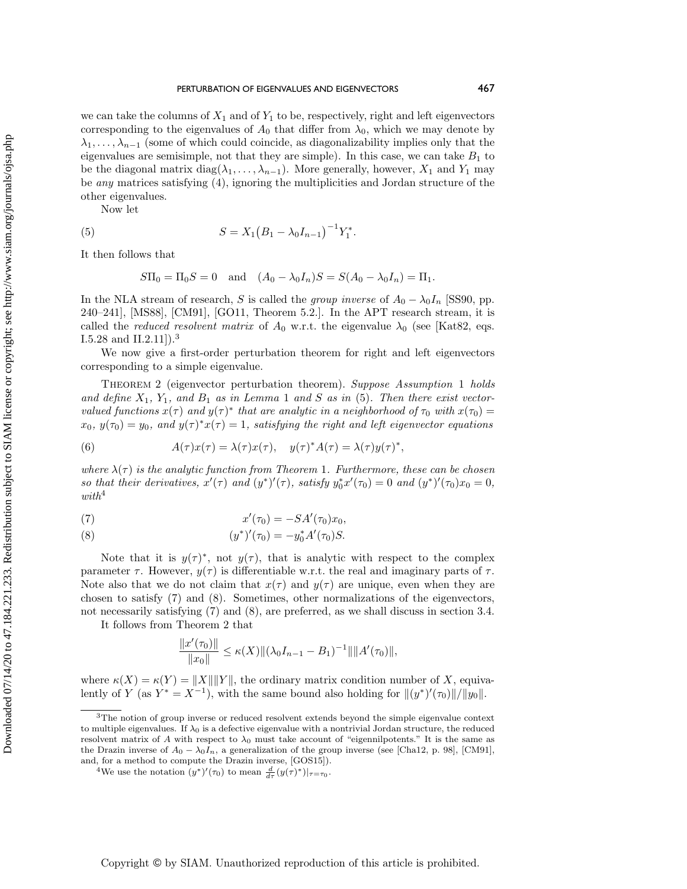we can take the columns of $X_1$ and of $Y_1$ to be, respectively, right and left eigenvectors corresponding to the eigenvalues of $A_0$ that differ from $\lambda_0$, which we may denote by $\lambda_1, \ldots, \lambda_{n-1}$ (some of which could coincide, as diagonalizability implies only that the eigenvalues are semisimple, not that they are simple). In this case, we can take $B_1$ to be the diagonal matrix $\text{diag}(\lambda_1, \ldots, \lambda_{n-1})$. More generally, however, $X_1$ and $Y_1$ may be *any* matrices satisfying (4), ignoring the multiplicities and Jordan structure of the other eigenvalues.

Now let

$$S = X_1\big(B_1 - \lambda_0 I_{n-1}\big)^{-1} Y_1^*. \tag{5}$$

It then follows that

$$S\Pi_0 = \Pi_0 S = 0 \quad \text{and} \quad (A_0 - \lambda_0 I_n)S = S(A_0 - \lambda_0 I_n) = \Pi_1.$$

In the NLA stream of research, $S$ is called the *group inverse* of $A_0 - \lambda_0 I_n$ [SS90, pp. 240–241], [MS88], [CM91], [GO11, Theorem 5.2.]. In the APT research stream, it is called the *reduced resolvent matrix* of $A_0$ w.r.t. the eigenvalue $\lambda_0$ (see [Kat82, eqs. I.5.28 and II.2.11]).[3]

We now give a first-order perturbation theorem for right and left eigenvectors corresponding to a simple eigenvalue.

Theorem 2 (eigenvector perturbation theorem). *Suppose Assumption* 1 *holds and define $X_1$, $Y_1$, and $B_1$ as in Lemma* 1 *and $S$ as in* (5). *Then there exist vector-valued functions $x(\tau)$ and $y(\tau)^*$ that are analytic in a neighborhood of $\tau_0$ with $x(\tau_0) = x_0$, $y(\tau_0) = y_0$, and $y(\tau)^* x(\tau) = 1$, satisfying the right and left eigenvector equations*

$$A(\tau)x(\tau) = \lambda(\tau)x(\tau), \quad y(\tau)^* A(\tau) = \lambda(\tau)y(\tau)^*, \tag{6}$$

*where $\lambda(\tau)$ is the analytic function from Theorem* 1. *Furthermore, these can be chosen so that their derivatives, $x'(\tau)$ and $(y^*)'(\tau)$, satisfy $y_0^* x'(\tau_0) = 0$ and $(y^*)'(\tau_0)x_0 = 0$, with*[4]

$$x'(\tau_0) = -SA'(\tau_0)x_0, \tag{7}$$

$$(y^*)'(\tau_0) = -y_0^* A'(\tau_0)S. \tag{8}$$

Note that it is $y(\tau)^*$, not $y(\tau)$, that is analytic with respect to the complex parameter $\tau$. However, $y(\tau)$ is differentiable w.r.t. the real and imaginary parts of $\tau$. Note also that we do not claim that $x(\tau)$ and $y(\tau)$ are unique, even when they are chosen to satisfy (7) and (8). Sometimes, other normalizations of the eigenvectors, not necessarily satisfying (7) and (8), are preferred, as we shall discuss in section 3.4.

It follows from Theorem 2 that

$$\frac{\|x'(\tau_0)\|}{\|x_0\|} \leq \kappa(X)\|(\lambda_0 I_{n-1} - B_1)^{-1}\|\|A'(\tau_0)\|,$$

where $\kappa(X) = \kappa(Y) = \|X\|\|Y\|$, the ordinary matrix condition number of $X$, equivalently of $Y$ (as $Y^* = X^{-1}$), with the same bound also holding for $\|(y^*)'(\tau_0)\|/\|y_0\|$.

---

[3] The notion of group inverse or reduced resolvent extends beyond the simple eigenvalue context to multiple eigenvalues. If $\lambda_0$ is a defective eigenvalue with a nontrivial Jordan structure, the reduced resolvent matrix of $A$ with respect to $\lambda_0$ must take account of "eigennilpotents." It is the same as the Drazin inverse of $A_0 - \lambda_0 I_n$, a generalization of the group inverse (see [Cha12, p. 98], [CM91], and, for a method to compute the Drazin inverse, [GOS15]).

[4] We use the notation $(y^*)'(\tau_0)$ to mean $\frac{d}{d\tau}(y(\tau)^*)|_{\tau=\tau_0}$.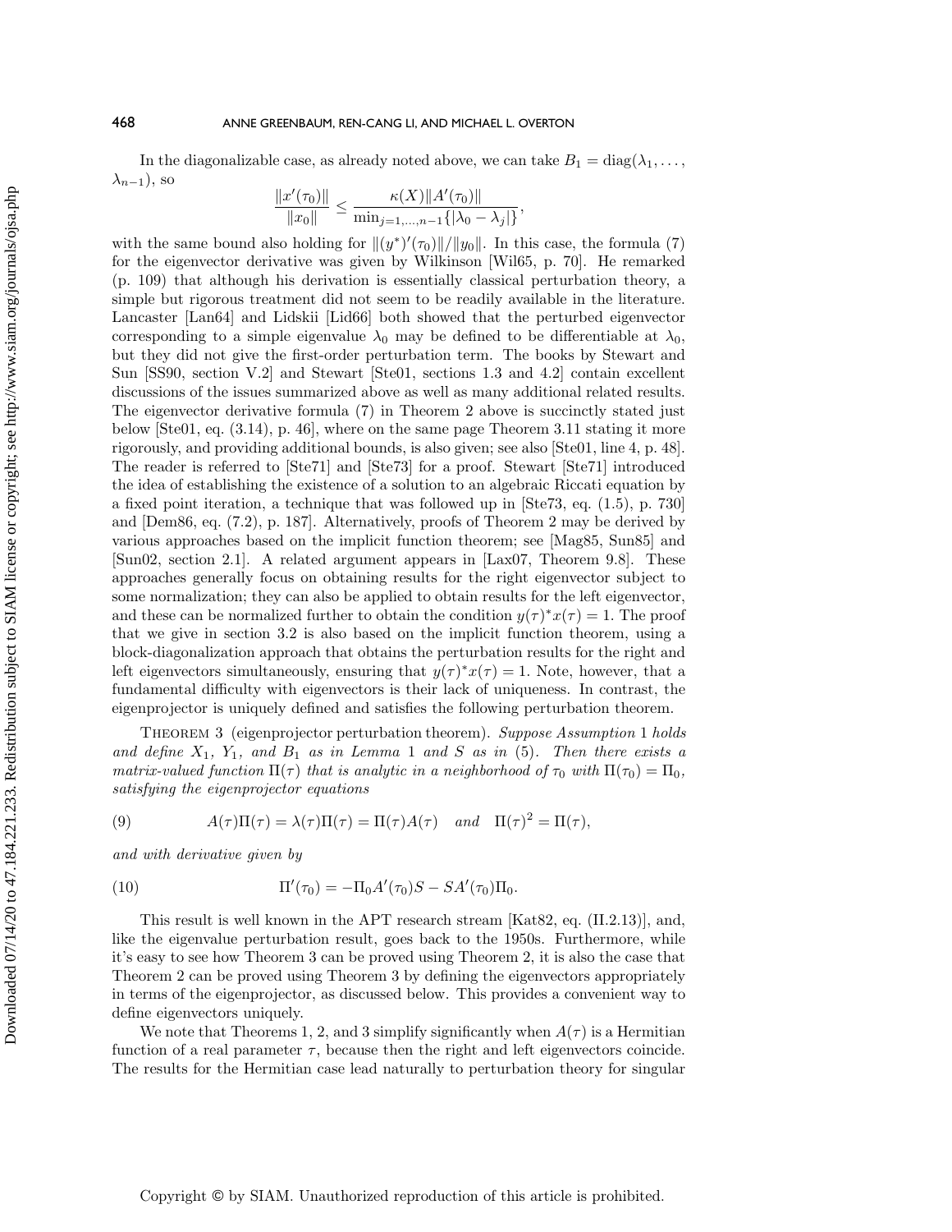In the diagonalizable case, as already noted above, we can take $B_1 = \operatorname{diag}(\lambda_1, \ldots, \lambda_{n-1})$, so

$$\frac{\|x'(\tau_0)\|}{\|x_0\|} \le \frac{\kappa(X)\|A'(\tau_0)\|}{\min_{j=1,\ldots,n-1}\{|\lambda_0 - \lambda_j|\}},$$

with the same bound also holding for $\|(y^*)'(\tau_0)\|/\|y_0\|$. In this case, the formula (7) for the eigenvector derivative was given by Wilkinson [Wil65, p. 70]. He remarked (p. 109) that although his derivation is essentially classical perturbation theory, a simple but rigorous treatment did not seem to be readily available in the literature. Lancaster [Lan64] and Lidskii [Lid66] both showed that the perturbed eigenvector corresponding to a simple eigenvalue $\lambda_0$ may be defined to be differentiable at $\lambda_0$, but they did not give the first-order perturbation term. The books by Stewart and Sun [SS90, section V.2] and Stewart [Ste01, sections 1.3 and 4.2] contain excellent discussions of the issues summarized above as well as many additional related results. The eigenvector derivative formula (7) in Theorem 2 above is succinctly stated just below [Ste01, eq. (3.14), p. 46], where on the same page Theorem 3.11 stating it more rigorously, and providing additional bounds, is also given; see also [Ste01, line 4, p. 48]. The reader is referred to [Ste71] and [Ste73] for a proof. Stewart [Ste71] introduced the idea of establishing the existence of a solution to an algebraic Riccati equation by a fixed point iteration, a technique that was followed up in [Ste73, eq. (1.5), p. 730] and [Dem86, eq. (7.2), p. 187]. Alternatively, proofs of Theorem 2 may be derived by various approaches based on the implicit function theorem; see [Mag85, Sun85] and [Sun02, section 2.1]. A related argument appears in [Lax07, Theorem 9.8]. These approaches generally focus on obtaining results for the right eigenvector subject to some normalization; they can also be applied to obtain results for the left eigenvector, and these can be normalized further to obtain the condition $y(\tau)^* x(\tau) = 1$. The proof that we give in section 3.2 is also based on the implicit function theorem, using a block-diagonalization approach that obtains the perturbation results for the right and left eigenvectors simultaneously, ensuring that $y(\tau)^* x(\tau) = 1$. Note, however, that a fundamental difficulty with eigenvectors is their lack of uniqueness. In contrast, the eigenprojector is uniquely defined and satisfies the following perturbation theorem.

Theorem 3 (eigenprojector perturbation theorem). *Suppose Assumption* 1 *holds and define $X_1$, $Y_1$, and $B_1$ as in Lemma* 1 *and $S$ as in* (5)*. Then there exists a matrix-valued function $\Pi(\tau)$ that is analytic in a neighborhood of $\tau_0$ with $\Pi(\tau_0) = \Pi_0$, satisfying the eigenprojector equations*

$$A(\tau)\Pi(\tau) = \lambda(\tau)\Pi(\tau) = \Pi(\tau)A(\tau) \quad \text{and} \quad \Pi(\tau)^2 = \Pi(\tau), \tag{9}$$

*and with derivative given by*

$$\Pi'(\tau_0) = -\Pi_0 A'(\tau_0) S - S A'(\tau_0) \Pi_0. \tag{10}$$

This result is well known in the APT research stream [Kat82, eq. (II.2.13)], and, like the eigenvalue perturbation result, goes back to the 1950s. Furthermore, while it's easy to see how Theorem 3 can be proved using Theorem 2, it is also the case that Theorem 2 can be proved using Theorem 3 by defining the eigenvectors appropriately in terms of the eigenprojector, as discussed below. This provides a convenient way to define eigenvectors uniquely.

We note that Theorems 1, 2, and 3 simplify significantly when $A(\tau)$ is a Hermitian function of a real parameter $\tau$, because then the right and left eigenvectors coincide. The results for the Hermitian case lead naturally to perturbation theory for singular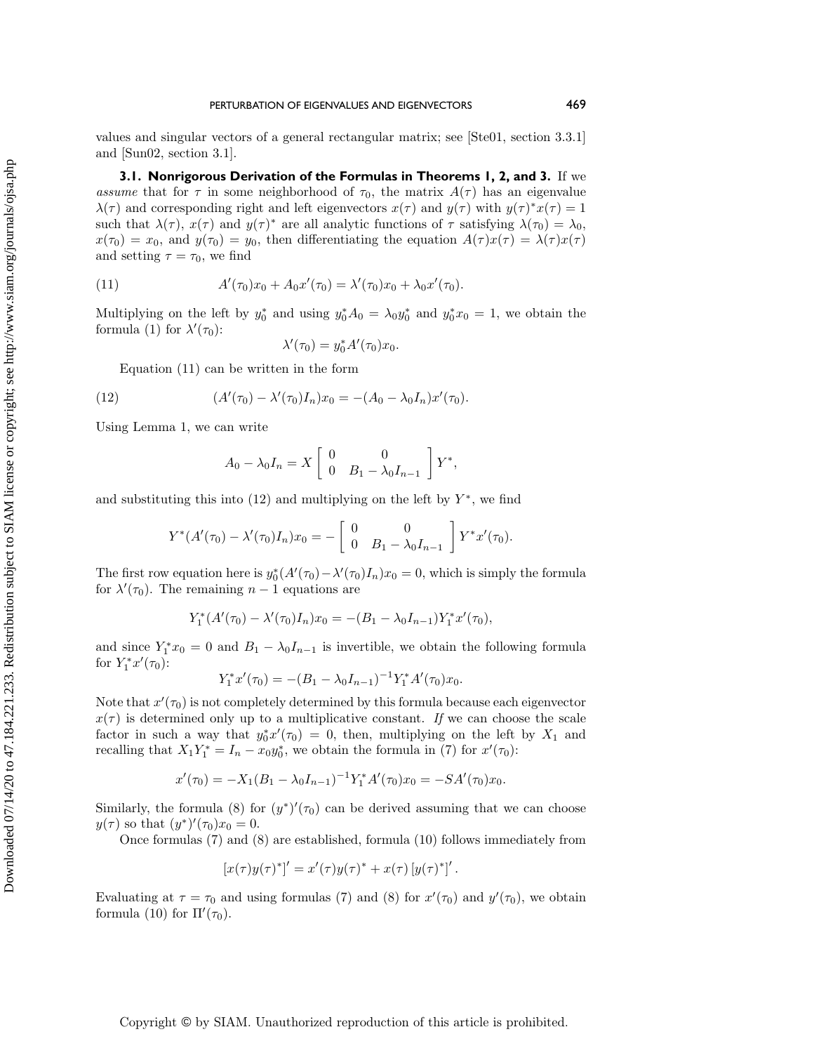values and singular vectors of a general rectangular matrix; see [Ste01, section 3.3.1] and [Sun02, section 3.1].

### 3.1. Nonrigorous Derivation of the Formulas in Theorems 1, 2, and 3.

If we *assume* that for $\tau$ in some neighborhood of $\tau_0$, the matrix $A(\tau)$ has an eigenvalue $\lambda(\tau)$ and corresponding right and left eigenvectors $x(\tau)$ and $y(\tau)$ with $y(\tau)^*x(\tau) = 1$ such that $\lambda(\tau)$, $x(\tau)$ and $y(\tau)^*$ are all analytic functions of $\tau$ satisfying $\lambda(\tau_0) = \lambda_0$, $x(\tau_0) = x_0$, and $y(\tau_0) = y_0$, then differentiating the equation $A(\tau)x(\tau) = \lambda(\tau)x(\tau)$ and setting $\tau = \tau_0$, we find

$$A'(\tau_0)x_0 + A_0x'(\tau_0) = \lambda'(\tau_0)x_0 + \lambda_0x'(\tau_0). \tag{11}$$

Multiplying on the left by $y_0^*$ and using $y_0^*A_0 = \lambda_0 y_0^*$ and $y_0^*x_0 = 1$, we obtain the formula (1) for $\lambda'(\tau_0)$:

$$\lambda'(\tau_0) = y_0^*A'(\tau_0)x_0.$$

Equation (11) can be written in the form

$$(A'(\tau_0) - \lambda'(\tau_0)I_n)x_0 = -(A_0 - \lambda_0 I_n)x'(\tau_0). \tag{12}$$

Using Lemma 1, we can write

$$A_0 - \lambda_0 I_n = X \begin{bmatrix} 0 & 0 \\ 0 & B_1 - \lambda_0 I_{n-1} \end{bmatrix} Y^*,$$

and substituting this into (12) and multiplying on the left by $Y^*$, we find

$$Y^*(A'(\tau_0) - \lambda'(\tau_0)I_n)x_0 = -\begin{bmatrix} 0 & 0 \\ 0 & B_1 - \lambda_0 I_{n-1} \end{bmatrix} Y^*x'(\tau_0).$$

The first row equation here is $y_0^*(A'(\tau_0) - \lambda'(\tau_0)I_n)x_0 = 0$, which is simply the formula for $\lambda'(\tau_0)$. The remaining $n-1$ equations are

$$Y_1^*(A'(\tau_0) - \lambda'(\tau_0)I_n)x_0 = -(B_1 - \lambda_0 I_{n-1})Y_1^*x'(\tau_0),$$

and since $Y_1^*x_0 = 0$ and $B_1 - \lambda_0 I_{n-1}$ is invertible, we obtain the following formula for $Y_1^*x'(\tau_0)$:

$$Y_1^*x'(\tau_0) = -(B_1 - \lambda_0 I_{n-1})^{-1}Y_1^*A'(\tau_0)x_0.$$

Note that $x'(\tau_0)$ is not completely determined by this formula because each eigenvector $x(\tau)$ is determined only up to a multiplicative constant. *If* we can choose the scale factor in such a way that $y_0^*x'(\tau_0) = 0$, then, multiplying on the left by $X_1$ and recalling that $X_1Y_1^* = I_n - x_0y_0^*$, we obtain the formula in (7) for $x'(\tau_0)$:

$$x'(\tau_0) = -X_1(B_1 - \lambda_0 I_{n-1})^{-1}Y_1^*A'(\tau_0)x_0 = -SA'(\tau_0)x_0.$$

Similarly, the formula (8) for $(y^*)'(\tau_0)$ can be derived assuming that we can choose $y(\tau)$ so that $(y^*)'(\tau_0)x_0 = 0$.

Once formulas (7) and (8) are established, formula (10) follows immediately from

$$[x(\tau)y(\tau)^*]' = x'(\tau)y(\tau)^* + x(\tau)\,[y(\tau)^*]'.$$

Evaluating at $\tau = \tau_0$ and using formulas (7) and (8) for $x'(\tau_0)$ and $y'(\tau_0)$, we obtain formula (10) for $\Pi'(\tau_0)$.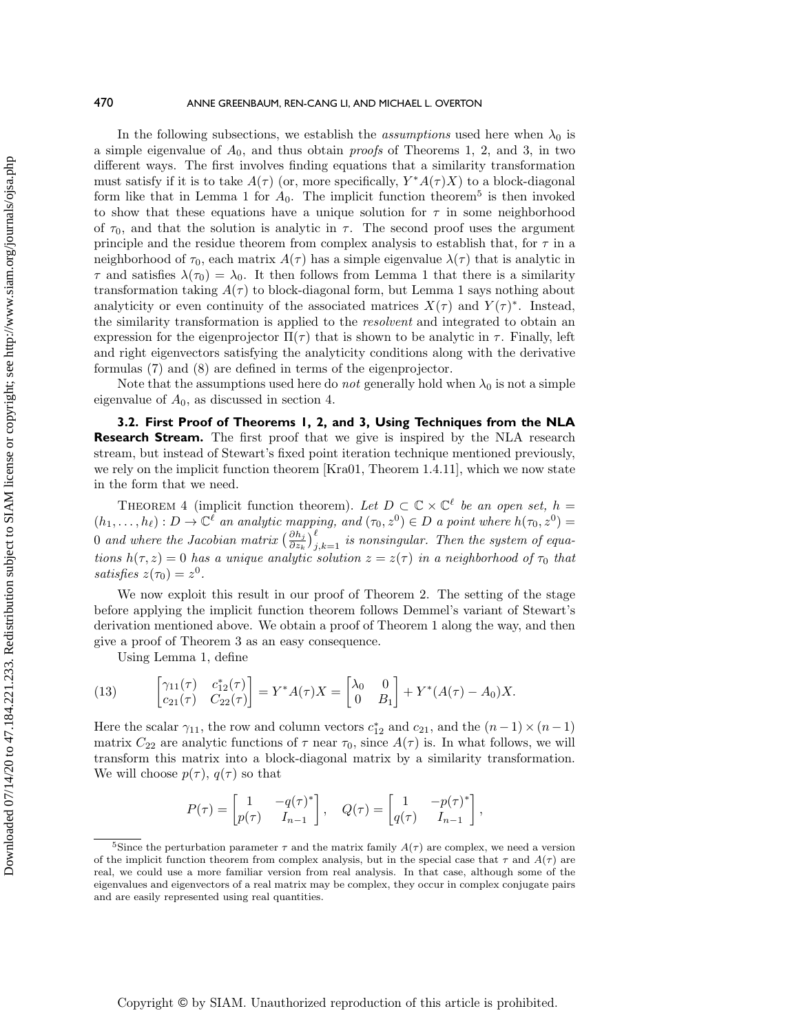In the following subsections, we establish the *assumptions* used here when $\lambda_0$ is a simple eigenvalue of $A_0$, and thus obtain *proofs* of Theorems 1, 2, and 3, in two different ways. The first involves finding equations that a similarity transformation must satisfy if it is to take $A(\tau)$ (or, more specifically, $Y^*A(\tau)X$) to a block-diagonal form like that in Lemma 1 for $A_0$. The implicit function theorem[5] is then invoked to show that these equations have a unique solution for $\tau$ in some neighborhood of $\tau_0$, and that the solution is analytic in $\tau$. The second proof uses the argument principle and the residue theorem from complex analysis to establish that, for $\tau$ in a neighborhood of $\tau_0$, each matrix $A(\tau)$ has a simple eigenvalue $\lambda(\tau)$ that is analytic in $\tau$ and satisfies $\lambda(\tau_0) = \lambda_0$. It then follows from Lemma 1 that there is a similarity transformation taking $A(\tau)$ to block-diagonal form, but Lemma 1 says nothing about analyticity or even continuity of the associated matrices $X(\tau)$ and $Y(\tau)^*$. Instead, the similarity transformation is applied to the *resolvent* and integrated to obtain an expression for the eigenprojector $\Pi(\tau)$ that is shown to be analytic in $\tau$. Finally, left and right eigenvectors satisfying the analyticity conditions along with the derivative formulas (7) and (8) are defined in terms of the eigenprojector.

Note that the assumptions used here do *not* generally hold when $\lambda_0$ is not a simple eigenvalue of $A_0$, as discussed in section 4.

**3.2. First Proof of Theorems 1, 2, and 3, Using Techniques from the NLA Research Stream.** The first proof that we give is inspired by the NLA research stream, but instead of Stewart's fixed point iteration technique mentioned previously, we rely on the implicit function theorem [Kra01, Theorem 1.4.11], which we now state in the form that we need.

THEOREM 4 (implicit function theorem). *Let $D \subset \mathbb{C} \times \mathbb{C}^\ell$ be an open set, $h = (h_1, \ldots, h_\ell) : D \to \mathbb{C}^\ell$ an analytic mapping, and $(\tau_0, z^0) \in D$ a point where $h(\tau_0, z^0) = 0$ and where the Jacobian matrix $\left(\frac{\partial h_j}{\partial z_k}\right)_{j,k=1}^{\ell}$ is nonsingular. Then the system of equations $h(\tau, z) = 0$ has a unique analytic solution $z = z(\tau)$ in a neighborhood of $\tau_0$ that satisfies $z(\tau_0) = z^0$.*

We now exploit this result in our proof of Theorem 2. The setting of the stage before applying the implicit function theorem follows Demmel's variant of Stewart's derivation mentioned above. We obtain a proof of Theorem 1 along the way, and then give a proof of Theorem 3 as an easy consequence.

Using Lemma 1, define

$$\begin{bmatrix} \gamma_{11}(\tau) & c_{12}^*(\tau) \\ c_{21}(\tau) & C_{22}(\tau) \end{bmatrix} = Y^*A(\tau)X = \begin{bmatrix} \lambda_0 & 0 \\ 0 & B_1 \end{bmatrix} + Y^*(A(\tau) - A_0)X. \tag{13}$$

Here the scalar $\gamma_{11}$, the row and column vectors $c_{12}^*$ and $c_{21}$, and the $(n-1) \times (n-1)$ matrix $C_{22}$ are analytic functions of $\tau$ near $\tau_0$, since $A(\tau)$ is. In what follows, we will transform this matrix into a block-diagonal matrix by a similarity transformation. We will choose $p(\tau)$, $q(\tau)$ so that

$$P(\tau) = \begin{bmatrix} 1 & -q(\tau)^* \\ p(\tau) & I_{n-1} \end{bmatrix}, \quad Q(\tau) = \begin{bmatrix} 1 & -p(\tau)^* \\ q(\tau) & I_{n-1} \end{bmatrix},$$

[5] Since the perturbation parameter $\tau$ and the matrix family $A(\tau)$ are complex, we need a version of the implicit function theorem from complex analysis, but in the special case that $\tau$ and $A(\tau)$ are real, we could use a more familiar version from real analysis. In that case, although some of the eigenvalues and eigenvectors of a real matrix may be complex, they occur in complex conjugate pairs and are easily represented using real quantities.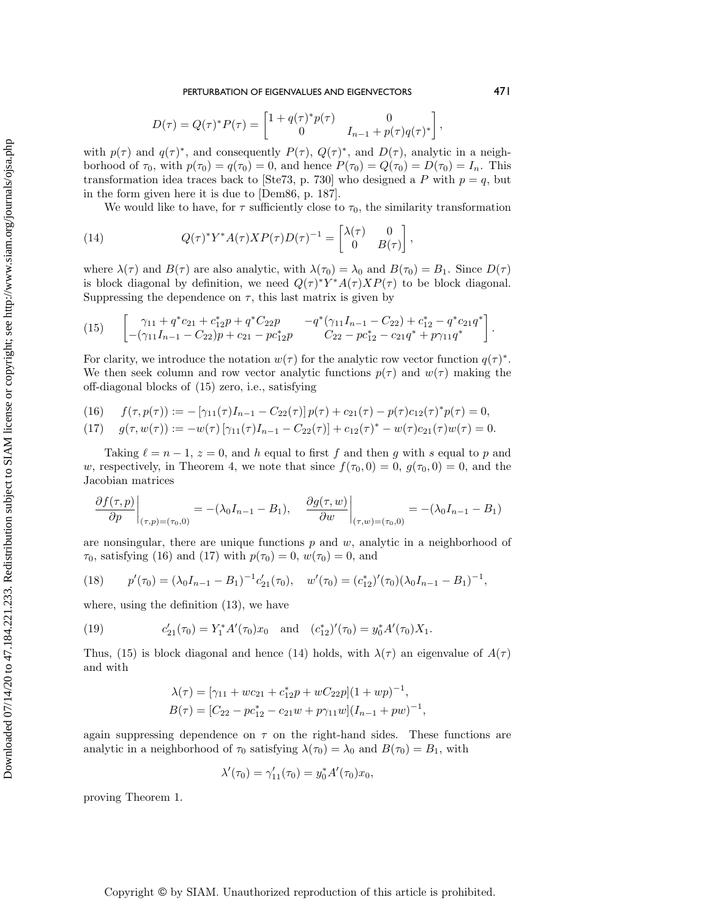$$D(\tau) = Q(\tau)^* P(\tau) = \begin{bmatrix} 1 + q(\tau)^* p(\tau) & 0 \\ 0 & I_{n-1} + p(\tau) q(\tau)^* \end{bmatrix},$$

with $p(\tau)$ and $q(\tau)^*$, and consequently $P(\tau)$, $Q(\tau)^*$, and $D(\tau)$, analytic in a neighborhood of $\tau_0$, with $p(\tau_0) = q(\tau_0) = 0$, and hence $P(\tau_0) = Q(\tau_0) = D(\tau_0) = I_n$. This transformation idea traces back to [Ste73, p. 730] who designed a $P$ with $p = q$, but in the form given here it is due to [Dem86, p. 187].

We would like to have, for $\tau$ sufficiently close to $\tau_0$, the similarity transformation

$$Q(\tau)^* Y^* A(\tau) X P(\tau) D(\tau)^{-1} = \begin{bmatrix} \lambda(\tau) & 0 \\ 0 & B(\tau) \end{bmatrix}, \tag{14}$$

where $\lambda(\tau)$ and $B(\tau)$ are also analytic, with $\lambda(\tau_0) = \lambda_0$ and $B(\tau_0) = B_1$. Since $D(\tau)$ is block diagonal by definition, we need $Q(\tau)^* Y^* A(\tau) X P(\tau)$ to be block diagonal. Suppressing the dependence on $\tau$, this last matrix is given by

$$\begin{bmatrix} \gamma_{11} + q^* c_{21} + c_{12}^* p + q^* C_{22} p & -q^*(\gamma_{11} I_{n-1} - C_{22}) + c_{12}^* - q^* c_{21} q^* \\ -(\gamma_{11} I_{n-1} - C_{22}) p + c_{21} - p c_{12}^* p & C_{22} - p c_{12}^* - c_{21} q^* + p \gamma_{11} q^* \end{bmatrix}. \tag{15}$$

For clarity, we introduce the notation $w(\tau)$ for the analytic row vector function $q(\tau)^*$. We then seek column and row vector analytic functions $p(\tau)$ and $w(\tau)$ making the off-diagonal blocks of (15) zero, i.e., satisfying

$$f(\tau, p(\tau)) := -\left[\gamma_{11}(\tau) I_{n-1} - C_{22}(\tau)\right] p(\tau) + c_{21}(\tau) - p(\tau) c_{12}(\tau)^* p(\tau) = 0, \tag{16}$$

$$g(\tau, w(\tau)) := -w(\tau)\left[\gamma_{11}(\tau) I_{n-1} - C_{22}(\tau)\right] + c_{12}(\tau)^* - w(\tau) c_{21}(\tau) w(\tau) = 0. \tag{17}$$

Taking $\ell = n-1$, $z = 0$, and $h$ equal to first $f$ and then $g$ with $s$ equal to $p$ and $w$, respectively, in Theorem 4, we note that since $f(\tau_0, 0) = 0$, $g(\tau_0, 0) = 0$, and the Jacobian matrices

$$\left.\frac{\partial f(\tau, p)}{\partial p}\right|_{(\tau,p)=(\tau_0,0)} = -(\lambda_0 I_{n-1} - B_1), \quad \left.\frac{\partial g(\tau, w)}{\partial w}\right|_{(\tau,w)=(\tau_0,0)} = -(\lambda_0 I_{n-1} - B_1)$$

are nonsingular, there are unique functions $p$ and $w$, analytic in a neighborhood of $\tau_0$, satisfying (16) and (17) with $p(\tau_0) = 0$, $w(\tau_0) = 0$, and

$$p'(\tau_0) = (\lambda_0 I_{n-1} - B_1)^{-1} c_{21}'(\tau_0), \quad w'(\tau_0) = (c_{12}^*)'(\tau_0)(\lambda_0 I_{n-1} - B_1)^{-1}, \tag{18}$$

where, using the definition (13), we have

$$c_{21}'(\tau_0) = Y_1^* A'(\tau_0) x_0 \quad \text{and} \quad (c_{12}^*)'(\tau_0) = y_0^* A'(\tau_0) X_1. \tag{19}$$

Thus, (15) is block diagonal and hence (14) holds, with $\lambda(\tau)$ an eigenvalue of $A(\tau)$ and with

$$\lambda(\tau) = [\gamma_{11} + w c_{21} + c_{12}^* p + w C_{22} p](1 + wp)^{-1},$$
$$B(\tau) = [C_{22} - p c_{12}^* - c_{21} w + p \gamma_{11} w](I_{n-1} + pw)^{-1},$$

again suppressing dependence on $\tau$ on the right-hand sides. These functions are analytic in a neighborhood of $\tau_0$ satisfying $\lambda(\tau_0) = \lambda_0$ and $B(\tau_0) = B_1$, with

$$\lambda'(\tau_0) = \gamma_{11}'(\tau_0) = y_0^* A'(\tau_0) x_0,$$

proving Theorem 1.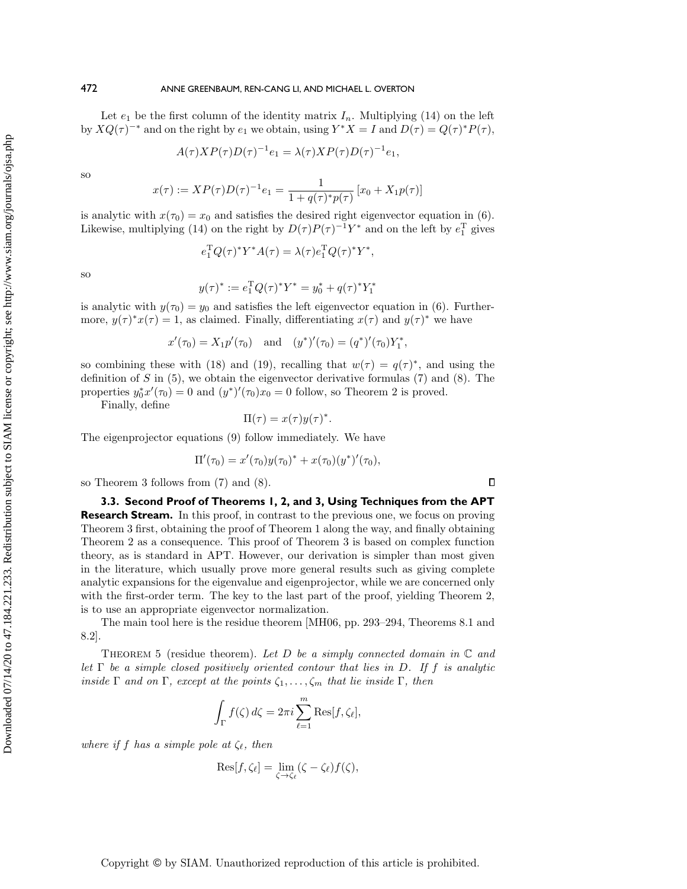Let $e_1$ be the first column of the identity matrix $I_n$. Multiplying (14) on the left by $XQ(\tau)^{-*}$ and on the right by $e_1$ we obtain, using $Y^*X = I$ and $D(\tau) = Q(\tau)^*P(\tau)$,

$$A(\tau)XP(\tau)D(\tau)^{-1}e_1 = \lambda(\tau)XP(\tau)D(\tau)^{-1}e_1,$$

so

$$x(\tau) := XP(\tau)D(\tau)^{-1}e_1 = \frac{1}{1 + q(\tau)^*p(\tau)}\left[x_0 + X_1 p(\tau)\right]$$

is analytic with $x(\tau_0) = x_0$ and satisfies the desired right eigenvector equation in (6). Likewise, multiplying (14) on the right by $D(\tau)P(\tau)^{-1}Y^*$ and on the left by $e_1^{\mathrm{T}}$ gives

$$e_1^{\mathrm{T}}Q(\tau)^*Y^*A(\tau) = \lambda(\tau)e_1^{\mathrm{T}}Q(\tau)^*Y^*,$$

so

$$y(\tau)^* := e_1^{\mathrm{T}}Q(\tau)^*Y^* = y_0^* + q(\tau)^*Y_1^*$$

is analytic with $y(\tau_0) = y_0$ and satisfies the left eigenvector equation in (6). Furthermore, $y(\tau)^*x(\tau) = 1$, as claimed. Finally, differentiating $x(\tau)$ and $y(\tau)^*$ we have

$$x'(\tau_0) = X_1 p'(\tau_0) \quad \text{and} \quad (y^*)'(\tau_0) = (q^*)'(\tau_0)Y_1^*,$$

so combining these with (18) and (19), recalling that $w(\tau) = q(\tau)^*$, and using the definition of $S$ in (5), we obtain the eigenvector derivative formulas (7) and (8). The properties $y_0^*x'(\tau_0) = 0$ and $(y^*)'(\tau_0)x_0 = 0$ follow, so Theorem 2 is proved.

Finally, define

$$\Pi(\tau) = x(\tau)y(\tau)^*.$$

The eigenprojector equations (9) follow immediately. We have

$$\Pi'(\tau_0) = x'(\tau_0)y(\tau_0)^* + x(\tau_0)(y^*)'(\tau_0),$$

so Theorem 3 follows from (7) and (8). ∎

### 3.3. Second Proof of Theorems 1, 2, and 3, Using Techniques from the APT Research Stream.

In this proof, in contrast to the previous one, we focus on proving Theorem 3 first, obtaining the proof of Theorem 1 along the way, and finally obtaining Theorem 2 as a consequence. This proof of Theorem 3 is based on complex function theory, as is standard in APT. However, our derivation is simpler than most given in the literature, which usually prove more general results such as giving complete analytic expansions for the eigenvalue and eigenprojector, while we are concerned only with the first-order term. The key to the last part of the proof, yielding Theorem 2, is to use an appropriate eigenvector normalization.

The main tool here is the residue theorem [MH06, pp. 293–294, Theorems 8.1 and 8.2].

Theorem 5 (residue theorem). *Let $D$ be a simply connected domain in $\mathbb{C}$ and let $\Gamma$ be a simple closed positively oriented contour that lies in $D$. If $f$ is analytic inside $\Gamma$ and on $\Gamma$, except at the points $\zeta_1, \ldots, \zeta_m$ that lie inside $\Gamma$, then*

$$\int_\Gamma f(\zeta)\,d\zeta = 2\pi i \sum_{\ell=1}^{m} \mathrm{Res}[f, \zeta_\ell],$$

*where if $f$ has a simple pole at $\zeta_\ell$, then*

$$\mathrm{Res}[f, \zeta_\ell] = \lim_{\zeta \to \zeta_\ell} (\zeta - \zeta_\ell)f(\zeta),$$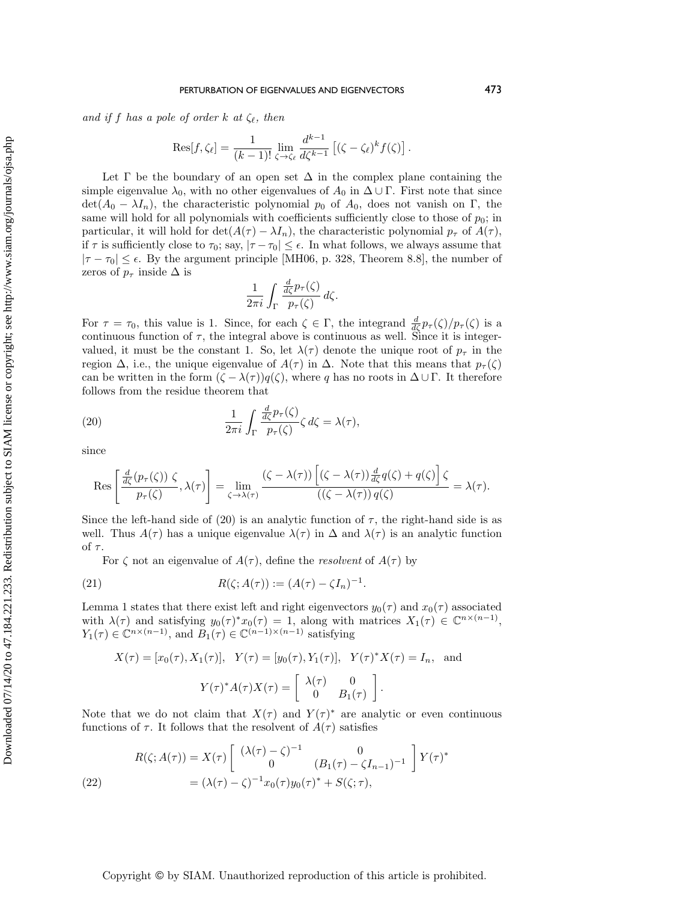*and if $f$ has a pole of order $k$ at $\zeta_\ell$, then*

$$\operatorname{Res}[f, \zeta_\ell] = \frac{1}{(k-1)!} \lim_{\zeta \to \zeta_\ell} \frac{d^{k-1}}{d\zeta^{k-1}} \left[ (\zeta - \zeta_\ell)^k f(\zeta) \right].$$

Let $\Gamma$ be the boundary of an open set $\Delta$ in the complex plane containing the simple eigenvalue $\lambda_0$, with no other eigenvalues of $A_0$ in $\Delta \cup \Gamma$. First note that since $\det(A_0 - \lambda I_n)$, the characteristic polynomial $p_0$ of $A_0$, does not vanish on $\Gamma$, the same will hold for all polynomials with coefficients sufficiently close to those of $p_0$; in particular, it will hold for $\det(A(\tau) - \lambda I_n)$, the characteristic polynomial $p_\tau$ of $A(\tau)$, if $\tau$ is sufficiently close to $\tau_0$; say, $|\tau - \tau_0| \le \epsilon$. In what follows, we always assume that $|\tau - \tau_0| \le \epsilon$. By the argument principle [MH06, p. 328, Theorem 8.8], the number of zeros of $p_\tau$ inside $\Delta$ is

$$\frac{1}{2\pi i} \int_\Gamma \frac{\frac{d}{d\zeta} p_\tau(\zeta)}{p_\tau(\zeta)} \, d\zeta.$$

For $\tau = \tau_0$, this value is 1. Since, for each $\zeta \in \Gamma$, the integrand $\frac{d}{d\zeta} p_\tau(\zeta)/p_\tau(\zeta)$ is a continuous function of $\tau$, the integral above is continuous as well. Since it is integer-valued, it must be the constant 1. So, let $\lambda(\tau)$ denote the unique root of $p_\tau$ in the region $\Delta$, i.e., the unique eigenvalue of $A(\tau)$ in $\Delta$. Note that this means that $p_\tau(\zeta)$ can be written in the form $(\zeta - \lambda(\tau))q(\zeta)$, where $q$ has no roots in $\Delta \cup \Gamma$. It therefore follows from the residue theorem that

$$\frac{1}{2\pi i} \int_\Gamma \frac{\frac{d}{d\zeta} p_\tau(\zeta)}{p_\tau(\zeta)} \zeta \, d\zeta = \lambda(\tau), \tag{20}$$

since

$$\operatorname{Res}\left[ \frac{\frac{d}{d\zeta}(p_\tau(\zeta)) \, \zeta}{p_\tau(\zeta)}, \lambda(\tau) \right] = \lim_{\zeta \to \lambda(\tau)} \frac{(\zeta - \lambda(\tau)) \left[ (\zeta - \lambda(\tau)) \frac{d}{d\zeta} q(\zeta) + q(\zeta) \right] \zeta}{((\zeta - \lambda(\tau)) \, q(\zeta)} = \lambda(\tau).$$

Since the left-hand side of (20) is an analytic function of $\tau$, the right-hand side is as well. Thus $A(\tau)$ has a unique eigenvalue $\lambda(\tau)$ in $\Delta$ and $\lambda(\tau)$ is an analytic function of $\tau$.

For $\zeta$ not an eigenvalue of $A(\tau)$, define the *resolvent* of $A(\tau)$ by

$$R(\zeta; A(\tau)) := (A(\tau) - \zeta I_n)^{-1}. \tag{21}$$

Lemma 1 states that there exist left and right eigenvectors $y_0(\tau)$ and $x_0(\tau)$ associated with $\lambda(\tau)$ and satisfying $y_0(\tau)^* x_0(\tau) = 1$, along with matrices $X_1(\tau) \in \mathbb{C}^{n \times (n-1)}$, $Y_1(\tau) \in \mathbb{C}^{n \times (n-1)}$, and $B_1(\tau) \in \mathbb{C}^{(n-1) \times (n-1)}$ satisfying

$$X(\tau) = [x_0(\tau), X_1(\tau)], \quad Y(\tau) = [y_0(\tau), Y_1(\tau)], \quad Y(\tau)^* X(\tau) = I_n, \quad \text{and}$$

$$Y(\tau)^* A(\tau) X(\tau) = \begin{bmatrix} \lambda(\tau) & 0 \\ 0 & B_1(\tau) \end{bmatrix}.$$

Note that we do not claim that $X(\tau)$ and $Y(\tau)^*$ are analytic or even continuous functions of $\tau$. It follows that the resolvent of $A(\tau)$ satisfies

$$\begin{aligned} R(\zeta; A(\tau)) &= X(\tau) \begin{bmatrix} (\lambda(\tau) - \zeta)^{-1} & 0 \\ 0 & (B_1(\tau) - \zeta I_{n-1})^{-1} \end{bmatrix} Y(\tau)^* \\ &= (\lambda(\tau) - \zeta)^{-1} x_0(\tau) y_0(\tau)^* + S(\zeta; \tau), \end{aligned} \tag{22}$$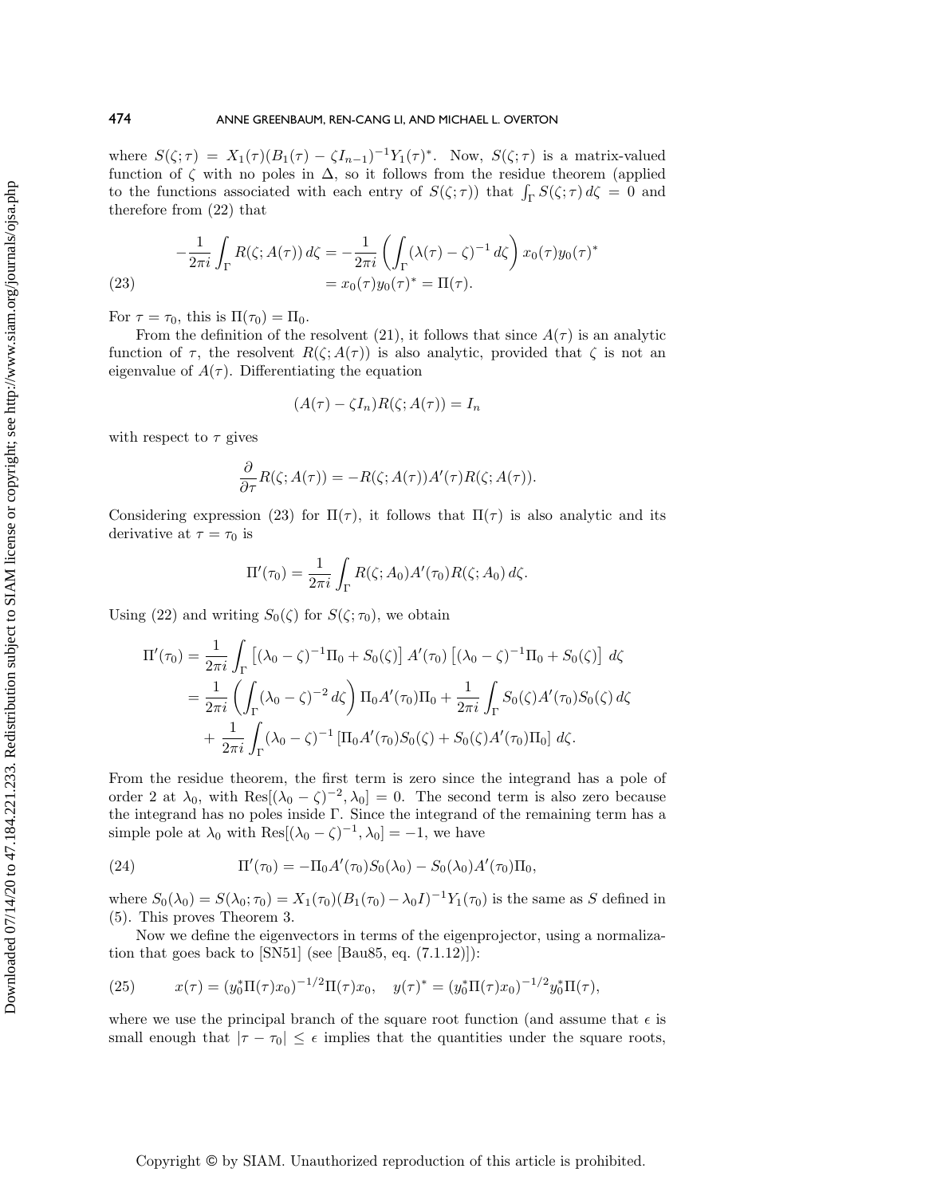where $S(\zeta;\tau) = X_1(\tau)(B_1(\tau) - \zeta I_{n-1})^{-1}Y_1(\tau)^*$. Now, $S(\zeta;\tau)$ is a matrix-valued function of $\zeta$ with no poles in $\Delta$, so it follows from the residue theorem (applied to the functions associated with each entry of $S(\zeta;\tau)$) that $\int_\Gamma S(\zeta;\tau)\,d\zeta = 0$ and therefore from (22) that

$$
\begin{aligned}
-\frac{1}{2\pi i}\int_\Gamma R(\zeta;A(\tau))\,d\zeta &= -\frac{1}{2\pi i}\left(\int_\Gamma (\lambda(\tau)-\zeta)^{-1}\,d\zeta\right) x_0(\tau)y_0(\tau)^* \\
&= x_0(\tau)y_0(\tau)^* = \Pi(\tau).
\end{aligned} \tag{23}
$$

For $\tau = \tau_0$, this is $\Pi(\tau_0) = \Pi_0$.

From the definition of the resolvent (21), it follows that since $A(\tau)$ is an analytic function of $\tau$, the resolvent $R(\zeta;A(\tau))$ is also analytic, provided that $\zeta$ is not an eigenvalue of $A(\tau)$. Differentiating the equation

$$
(A(\tau) - \zeta I_n)R(\zeta;A(\tau)) = I_n
$$

with respect to $\tau$ gives

$$
\frac{\partial}{\partial \tau}R(\zeta;A(\tau)) = -R(\zeta;A(\tau))A'(\tau)R(\zeta;A(\tau)).
$$

Considering expression (23) for $\Pi(\tau)$, it follows that $\Pi(\tau)$ is also analytic and its derivative at $\tau = \tau_0$ is

$$
\Pi'(\tau_0) = \frac{1}{2\pi i}\int_\Gamma R(\zeta;A_0)A'(\tau_0)R(\zeta;A_0)\,d\zeta.
$$

Using (22) and writing $S_0(\zeta)$ for $S(\zeta;\tau_0)$, we obtain

$$
\begin{aligned}
\Pi'(\tau_0) &= \frac{1}{2\pi i}\int_\Gamma \left[(\lambda_0-\zeta)^{-1}\Pi_0 + S_0(\zeta)\right] A'(\tau_0)\left[(\lambda_0-\zeta)^{-1}\Pi_0 + S_0(\zeta)\right]\,d\zeta \\
&= \frac{1}{2\pi i}\left(\int_\Gamma (\lambda_0-\zeta)^{-2}\,d\zeta\right)\Pi_0 A'(\tau_0)\Pi_0 + \frac{1}{2\pi i}\int_\Gamma S_0(\zeta)A'(\tau_0)S_0(\zeta)\,d\zeta \\
&\quad + \frac{1}{2\pi i}\int_\Gamma (\lambda_0-\zeta)^{-1}\left[\Pi_0 A'(\tau_0)S_0(\zeta) + S_0(\zeta)A'(\tau_0)\Pi_0\right]\,d\zeta.
\end{aligned}
$$

From the residue theorem, the first term is zero since the integrand has a pole of order 2 at $\lambda_0$, with $\text{Res}[(\lambda_0-\zeta)^{-2},\lambda_0] = 0$. The second term is also zero because the integrand has no poles inside $\Gamma$. Since the integrand of the remaining term has a simple pole at $\lambda_0$ with $\text{Res}[(\lambda_0-\zeta)^{-1},\lambda_0] = -1$, we have

$$
\Pi'(\tau_0) = -\Pi_0 A'(\tau_0)S_0(\lambda_0) - S_0(\lambda_0)A'(\tau_0)\Pi_0, \tag{24}
$$

where $S_0(\lambda_0) = S(\lambda_0;\tau_0) = X_1(\tau_0)(B_1(\tau_0) - \lambda_0 I)^{-1}Y_1(\tau_0)$ is the same as $S$ defined in (5). This proves Theorem 3.

Now we define the eigenvectors in terms of the eigenprojector, using a normalization that goes back to [SN51] (see [Bau85, eq. (7.1.12)]):

$$
x(\tau) = (y_0^*\Pi(\tau)x_0)^{-1/2}\Pi(\tau)x_0, \quad y(\tau)^* = (y_0^*\Pi(\tau)x_0)^{-1/2}y_0^*\Pi(\tau), \tag{25}
$$

where we use the principal branch of the square root function (and assume that $\epsilon$ is small enough that $|\tau - \tau_0| \le \epsilon$ implies that the quantities under the square roots,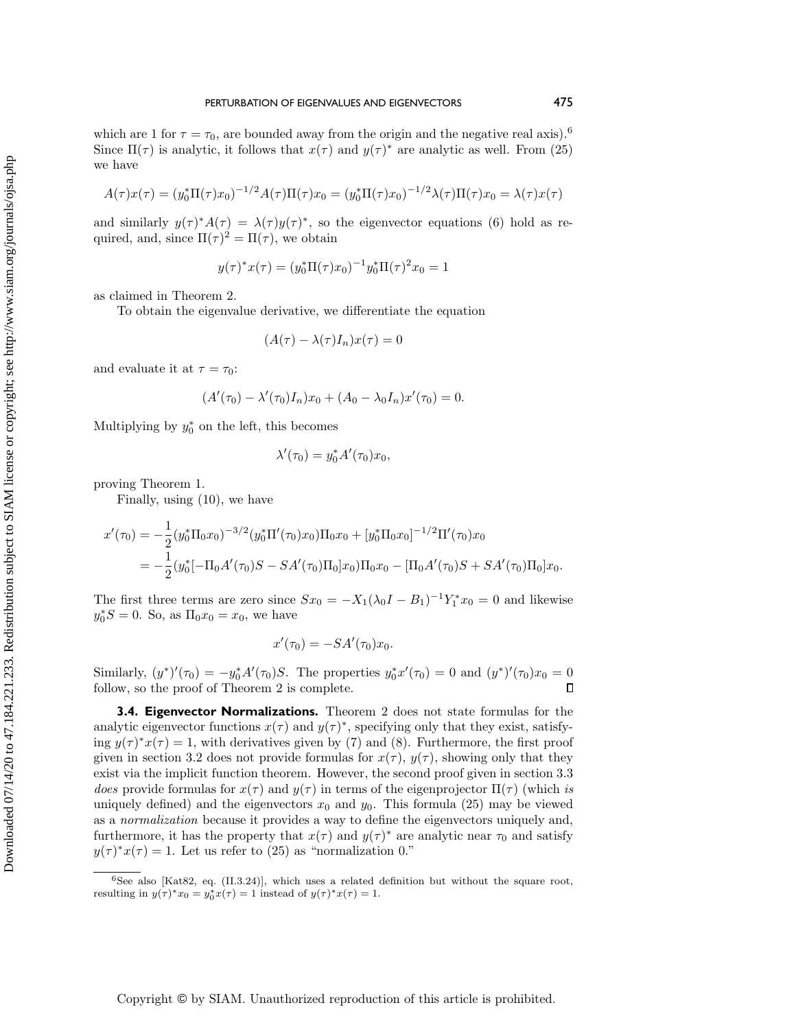which are 1 for $\tau = \tau_0$, are bounded away from the origin and the negative real axis).[6] Since $\Pi(\tau)$ is analytic, it follows that $x(\tau)$ and $y(\tau)^*$ are analytic as well. From (25) we have

$$A(\tau)x(\tau) = (y_0^*\Pi(\tau)x_0)^{-1/2}A(\tau)\Pi(\tau)x_0 = (y_0^*\Pi(\tau)x_0)^{-1/2}\lambda(\tau)\Pi(\tau)x_0 = \lambda(\tau)x(\tau)$$

and similarly $y(\tau)^*A(\tau) = \lambda(\tau)y(\tau)^*$, so the eigenvector equations (6) hold as required, and, since $\Pi(\tau)^2 = \Pi(\tau)$, we obtain

$$y(\tau)^*x(\tau) = (y_0^*\Pi(\tau)x_0)^{-1}y_0^*\Pi(\tau)^2x_0 = 1$$

as claimed in Theorem 2.

To obtain the eigenvalue derivative, we differentiate the equation

$$(A(\tau) - \lambda(\tau)I_n)x(\tau) = 0$$

and evaluate it at $\tau = \tau_0$:

$$(A'(\tau_0) - \lambda'(\tau_0)I_n)x_0 + (A_0 - \lambda_0 I_n)x'(\tau_0) = 0.$$

Multiplying by $y_0^*$ on the left, this becomes

$$\lambda'(\tau_0) = y_0^*A'(\tau_0)x_0,$$

proving Theorem 1.

Finally, using (10), we have

$$\begin{aligned}
x'(\tau_0) &= -\frac{1}{2}(y_0^*\Pi_0x_0)^{-3/2}(y_0^*\Pi'(\tau_0)x_0)\Pi_0x_0 + [y_0^*\Pi_0x_0]^{-1/2}\Pi'(\tau_0)x_0 \\
&= -\frac{1}{2}(y_0^*[-\Pi_0A'(\tau_0)S - SA'(\tau_0)\Pi_0]x_0)\Pi_0x_0 - [\Pi_0A'(\tau_0)S + SA'(\tau_0)\Pi_0]x_0.
\end{aligned}$$

The first three terms are zero since $Sx_0 = -X_1(\lambda_0 I - B_1)^{-1}Y_1^*x_0 = 0$ and likewise $y_0^*S = 0$. So, as $\Pi_0x_0 = x_0$, we have

$$x'(\tau_0) = -SA'(\tau_0)x_0.$$

Similarly, $(y^*)'(\tau_0) = -y_0^*A'(\tau_0)S$. The properties $y_0^*x'(\tau_0) = 0$ and $(y^*)'(\tau_0)x_0 = 0$ follow, so the proof of Theorem 2 is complete. ∎

**3.4. Eigenvector Normalizations.** Theorem 2 does not state formulas for the analytic eigenvector functions $x(\tau)$ and $y(\tau)^*$, specifying only that they exist, satisfying $y(\tau)^*x(\tau) = 1$, with derivatives given by (7) and (8). Furthermore, the first proof given in section 3.2 does not provide formulas for $x(\tau)$, $y(\tau)$, showing only that they exist via the implicit function theorem. However, the second proof given in section 3.3 *does* provide formulas for $x(\tau)$ and $y(\tau)$ in terms of the eigenprojector $\Pi(\tau)$ (which *is* uniquely defined) and the eigenvectors $x_0$ and $y_0$. This formula (25) may be viewed as a *normalization* because it provides a way to define the eigenvectors uniquely and, furthermore, it has the property that $x(\tau)$ and $y(\tau)^*$ are analytic near $\tau_0$ and satisfy $y(\tau)^*x(\tau) = 1$. Let us refer to (25) as "normalization 0."

[6] See also [Kat82, eq. (II.3.24)], which uses a related definition but without the square root, resulting in $y(\tau)^*x_0 = y_0^*x(\tau) = 1$ instead of $y(\tau)^*x(\tau) = 1$.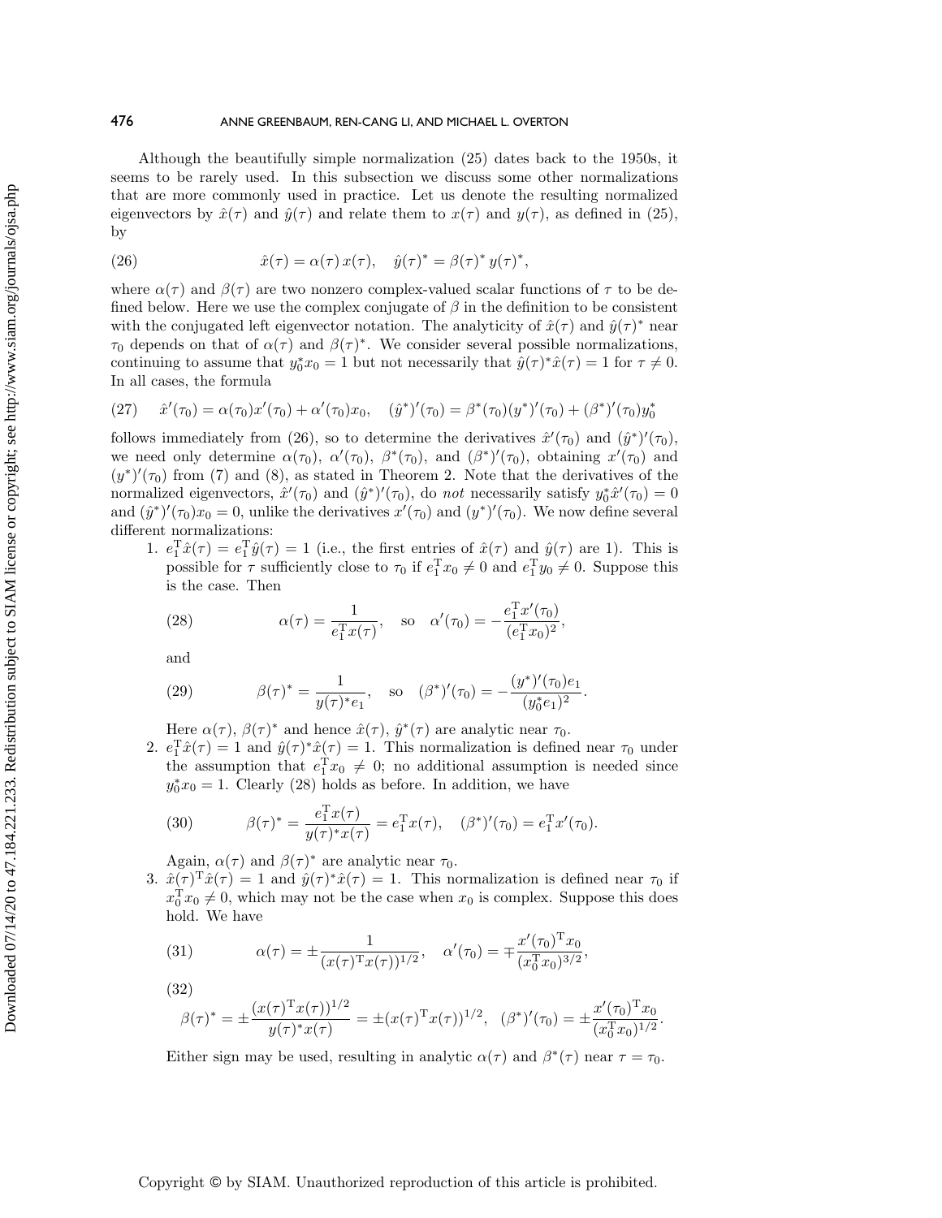Although the beautifully simple normalization (25) dates back to the 1950s, it seems to be rarely used. In this subsection we discuss some other normalizations that are more commonly used in practice. Let us denote the resulting normalized eigenvectors by $\hat{x}(\tau)$ and $\hat{y}(\tau)$ and relate them to $x(\tau)$ and $y(\tau)$, as defined in (25), by

$$\hat{x}(\tau) = \alpha(\tau)\, x(\tau), \quad \hat{y}(\tau)^* = \beta(\tau)^*\, y(\tau)^*, \tag{26}$$

where $\alpha(\tau)$ and $\beta(\tau)$ are two nonzero complex-valued scalar functions of $\tau$ to be defined below. Here we use the complex conjugate of $\beta$ in the definition to be consistent with the conjugated left eigenvector notation. The analyticity of $\hat{x}(\tau)$ and $\hat{y}(\tau)^*$ near $\tau_0$ depends on that of $\alpha(\tau)$ and $\beta(\tau)^*$. We consider several possible normalizations, continuing to assume that $y_0^* x_0 = 1$ but not necessarily that $\hat{y}(\tau)^*\hat{x}(\tau) = 1$ for $\tau \neq 0$. In all cases, the formula

$$\hat{x}'(\tau_0) = \alpha(\tau_0)x'(\tau_0) + \alpha'(\tau_0)x_0, \quad (\hat{y}^*)'(\tau_0) = \beta^*(\tau_0)(y^*)'(\tau_0) + (\beta^*)'(\tau_0)y_0^* \tag{27}$$

follows immediately from (26), so to determine the derivatives $\hat{x}'(\tau_0)$ and $(\hat{y}^*)'(\tau_0)$, we need only determine $\alpha(\tau_0)$, $\alpha'(\tau_0)$, $\beta^*(\tau_0)$, and $(\beta^*)'(\tau_0)$, obtaining $x'(\tau_0)$ and $(y^*)'(\tau_0)$ from (7) and (8), as stated in Theorem 2. Note that the derivatives of the normalized eigenvectors, $\hat{x}'(\tau_0)$ and $(\hat{y}^*)'(\tau_0)$, do *not* necessarily satisfy $y_0^*\hat{x}'(\tau_0) = 0$ and $(\hat{y}^*)'(\tau_0)x_0 = 0$, unlike the derivatives $x'(\tau_0)$ and $(y^*)'(\tau_0)$. We now define several different normalizations:

1. $e_1^{\mathrm{T}}\hat{x}(\tau) = e_1^{\mathrm{T}}\hat{y}(\tau) = 1$ (i.e., the first entries of $\hat{x}(\tau)$ and $\hat{y}(\tau)$ are 1). This is possible for $\tau$ sufficiently close to $\tau_0$ if $e_1^{\mathrm{T}}x_0 \neq 0$ and $e_1^{\mathrm{T}}y_0 \neq 0$. Suppose this is the case. Then

$$\alpha(\tau) = \frac{1}{e_1^{\mathrm{T}}x(\tau)}, \quad \text{so} \quad \alpha'(\tau_0) = -\frac{e_1^{\mathrm{T}}x'(\tau_0)}{(e_1^{\mathrm{T}}x_0)^2}, \tag{28}$$

   and

$$\beta(\tau)^* = \frac{1}{y(\tau)^* e_1}, \quad \text{so} \quad (\beta^*)'(\tau_0) = -\frac{(y^*)'(\tau_0)e_1}{(y_0^* e_1)^2}. \tag{29}$$

   Here $\alpha(\tau)$, $\beta(\tau)^*$ and hence $\hat{x}(\tau)$, $\hat{y}^*(\tau)$ are analytic near $\tau_0$.

2. $e_1^{\mathrm{T}}\hat{x}(\tau) = 1$ and $\hat{y}(\tau)^*\hat{x}(\tau) = 1$. This normalization is defined near $\tau_0$ under the assumption that $e_1^{\mathrm{T}}x_0 \neq 0$; no additional assumption is needed since $y_0^* x_0 = 1$. Clearly (28) holds as before. In addition, we have

$$\beta(\tau)^* = \frac{e_1^{\mathrm{T}}x(\tau)}{y(\tau)^* x(\tau)} = e_1^{\mathrm{T}}x(\tau), \quad (\beta^*)'(\tau_0) = e_1^{\mathrm{T}}x'(\tau_0). \tag{30}$$

   Again, $\alpha(\tau)$ and $\beta(\tau)^*$ are analytic near $\tau_0$.

3. $\hat{x}(\tau)^{\mathrm{T}}\hat{x}(\tau) = 1$ and $\hat{y}(\tau)^*\hat{x}(\tau) = 1$. This normalization is defined near $\tau_0$ if $x_0^{\mathrm{T}}x_0 \neq 0$, which may not be the case when $x_0$ is complex. Suppose this does hold. We have

$$\alpha(\tau) = \pm\frac{1}{(x(\tau)^{\mathrm{T}}x(\tau))^{1/2}}, \quad \alpha'(\tau_0) = \mp\frac{x'(\tau_0)^{\mathrm{T}}x_0}{(x_0^{\mathrm{T}}x_0)^{3/2}}, \tag{31}$$

$$\beta(\tau)^* = \pm\frac{(x(\tau)^{\mathrm{T}}x(\tau))^{1/2}}{y(\tau)^* x(\tau)} = \pm(x(\tau)^{\mathrm{T}}x(\tau))^{1/2}, \quad (\beta^*)'(\tau_0) = \pm\frac{x'(\tau_0)^{\mathrm{T}}x_0}{(x_0^{\mathrm{T}}x_0)^{1/2}}. \tag{32}$$

   Either sign may be used, resulting in analytic $\alpha(\tau)$ and $\beta^*(\tau)$ near $\tau = \tau_0$.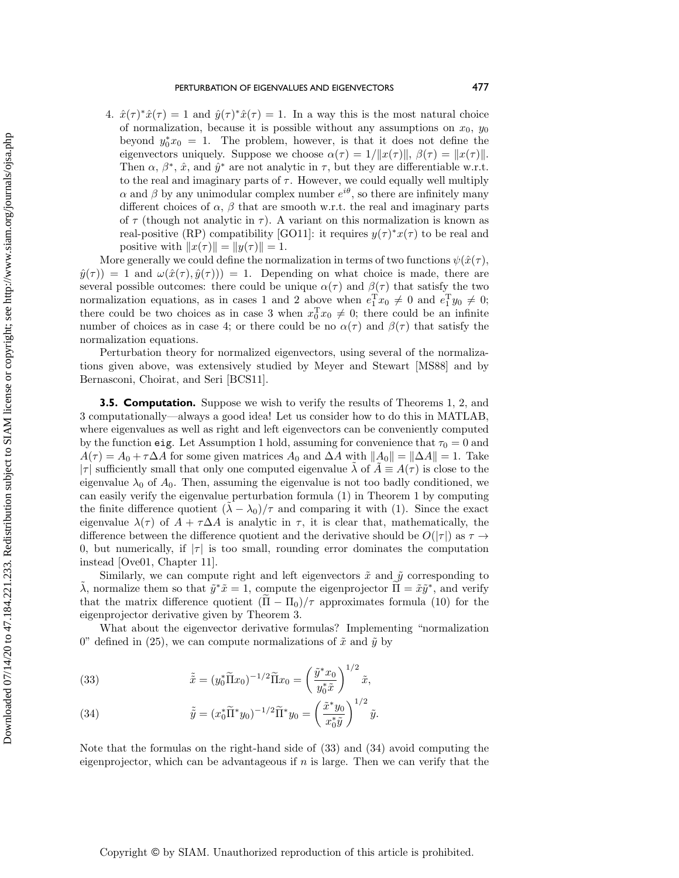4. $\hat{x}(\tau)^*\hat{x}(\tau) = 1$ and $\hat{y}(\tau)^*\hat{x}(\tau) = 1$. In a way this is the most natural choice of normalization, because it is possible without any assumptions on $x_0$, $y_0$ beyond $y_0^* x_0 = 1$. The problem, however, is that it does not define the eigenvectors uniquely. Suppose we choose $\alpha(\tau) = 1/\|x(\tau)\|$, $\beta(\tau) = \|x(\tau)\|$. Then $\alpha$, $\beta^*$, $\hat{x}$, and $\hat{y}^*$ are not analytic in $\tau$, but they are differentiable w.r.t. to the real and imaginary parts of $\tau$. However, we could equally well multiply $\alpha$ and $\beta$ by any unimodular complex number $e^{i\theta}$, so there are infinitely many different choices of $\alpha$, $\beta$ that are smooth w.r.t. the real and imaginary parts of $\tau$ (though not analytic in $\tau$). A variant on this normalization is known as real-positive (RP) compatibility [GO11]: it requires $y(\tau)^*x(\tau)$ to be real and positive with $\|x(\tau)\| = \|y(\tau)\| = 1$.

More generally we could define the normalization in terms of two functions $\psi(\hat{x}(\tau), \hat{y}(\tau)) = 1$ and $\omega(\hat{x}(\tau), \hat{y}(\tau))) = 1$. Depending on what choice is made, there are several possible outcomes: there could be unique $\alpha(\tau)$ and $\beta(\tau)$ that satisfy the two normalization equations, as in cases 1 and 2 above when $e_1^{\mathrm{T}} x_0 \neq 0$ and $e_1^{\mathrm{T}} y_0 \neq 0$; there could be two choices as in case 3 when $x_0^{\mathrm{T}} x_0 \neq 0$; there could be an infinite number of choices as in case 4; or there could be no $\alpha(\tau)$ and $\beta(\tau)$ that satisfy the normalization equations.

Perturbation theory for normalized eigenvectors, using several of the normalizations given above, was extensively studied by Meyer and Stewart [MS88] and by Bernasconi, Choirat, and Seri [BCS11].

### 3.5. Computation.

Suppose we wish to verify the results of Theorems 1, 2, and 3 computationally—always a good idea! Let us consider how to do this in MATLAB, where eigenvalues as well as right and left eigenvectors can be conveniently computed by the function `eig`. Let Assumption 1 hold, assuming for convenience that $\tau_0 = 0$ and $A(\tau) = A_0 + \tau \Delta A$ for some given matrices $A_0$ and $\Delta A$ with $\|A_0\| = \|\Delta A\| = 1$. Take $|\tau|$ sufficiently small that only one computed eigenvalue $\tilde{\lambda}$ of $\tilde{A} \equiv A(\tau)$ is close to the eigenvalue $\lambda_0$ of $A_0$. Then, assuming the eigenvalue is not too badly conditioned, we can easily verify the eigenvalue perturbation formula (1) in Theorem 1 by computing the finite difference quotient $(\tilde{\lambda} - \lambda_0)/\tau$ and comparing it with (1). Since the exact eigenvalue $\lambda(\tau)$ of $A + \tau \Delta A$ is analytic in $\tau$, it is clear that, mathematically, the difference between the difference quotient and the derivative should be $O(|\tau|)$ as $\tau \to 0$, but numerically, if $|\tau|$ is too small, rounding error dominates the computation instead [Ove01, Chapter 11].

Similarly, we can compute right and left eigenvectors $\tilde{x}$ and $\tilde{y}$ corresponding to $\tilde{\lambda}$, normalize them so that $\tilde{y}^*\tilde{x} = 1$, compute the eigenprojector $\widetilde{\Pi} = \tilde{x}\tilde{y}^*$, and verify that the matrix difference quotient $(\widetilde{\Pi} - \Pi_0)/\tau$ approximates formula (10) for the eigenprojector derivative given by Theorem 3.

What about the eigenvector derivative formulas? Implementing "normalization 0" defined in (25), we can compute normalizations of $\tilde{x}$ and $\tilde{y}$ by

$$\tilde{\tilde{x}} = (y_0^* \widetilde{\Pi} x_0)^{-1/2} \widetilde{\Pi} x_0 = \left( \frac{\tilde{y}^* x_0}{y_0^* \tilde{x}} \right)^{1/2} \tilde{x}, \tag{33}$$

$$\tilde{\tilde{y}} = (x_0^* \widetilde{\Pi}^* y_0)^{-1/2} \widetilde{\Pi}^* y_0 = \left( \frac{\tilde{x}^* y_0}{x_0^* \tilde{y}} \right)^{1/2} \tilde{y}. \tag{34}$$

Note that the formulas on the right-hand side of (33) and (34) avoid computing the eigenprojector, which can be advantageous if $n$ is large. Then we can verify that the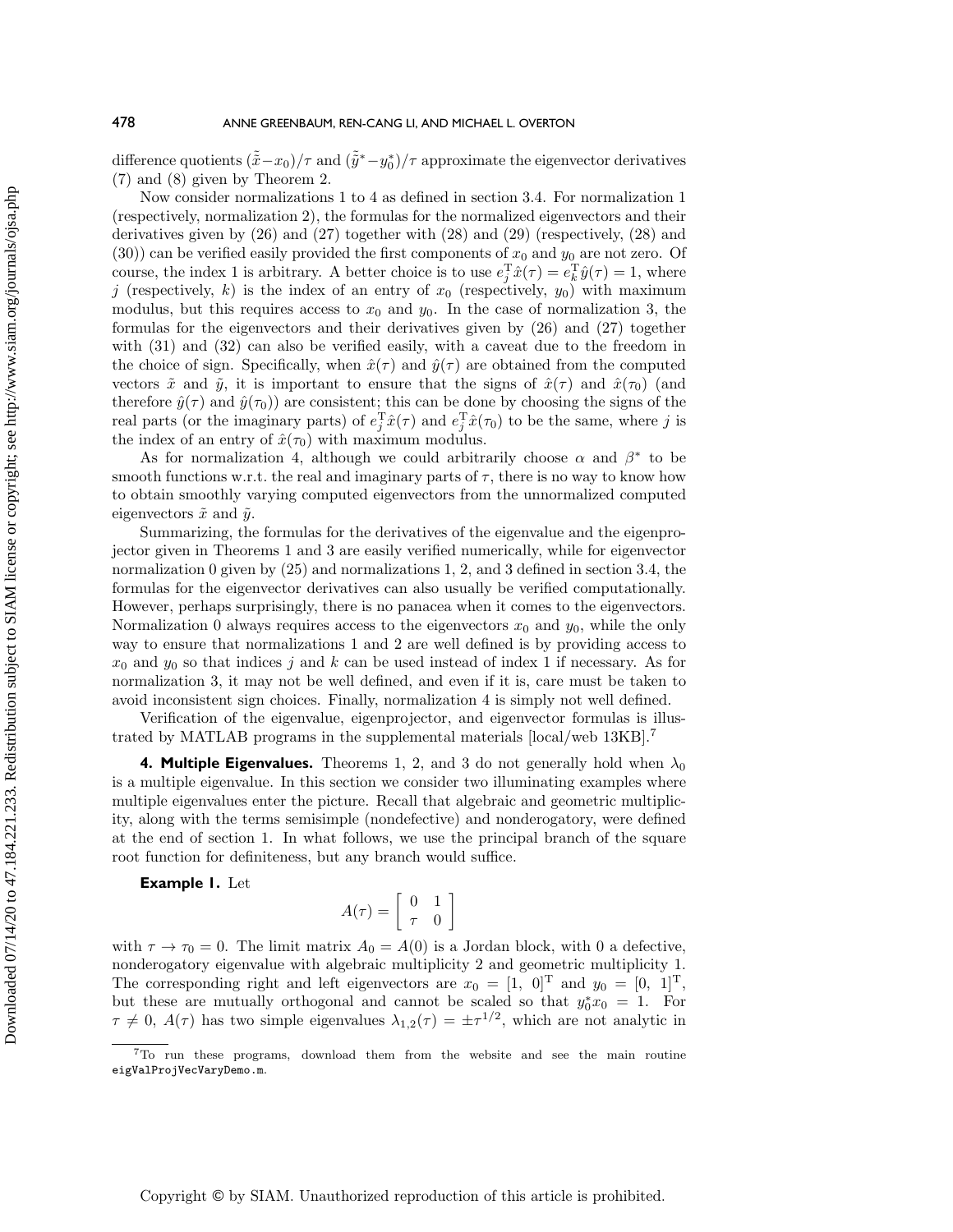difference quotients $(\tilde{\tilde{x}}-x_0)/\tau$ and $(\tilde{\tilde{y}}^*-y_0^*)/\tau$ approximate the eigenvector derivatives (7) and (8) given by Theorem 2.

Now consider normalizations 1 to 4 as defined in section 3.4. For normalization 1 (respectively, normalization 2), the formulas for the normalized eigenvectors and their derivatives given by (26) and (27) together with (28) and (29) (respectively, (28) and (30)) can be verified easily provided the first components of $x_0$ and $y_0$ are not zero. Of course, the index 1 is arbitrary. A better choice is to use $e_j^{\mathrm{T}}\hat{x}(\tau) = e_k^{\mathrm{T}}\hat{y}(\tau) = 1$, where $j$ (respectively, $k$) is the index of an entry of $x_0$ (respectively, $y_0$) with maximum modulus, but this requires access to $x_0$ and $y_0$. In the case of normalization 3, the formulas for the eigenvectors and their derivatives given by (26) and (27) together with (31) and (32) can also be verified easily, with a caveat due to the freedom in the choice of sign. Specifically, when $\hat{x}(\tau)$ and $\hat{y}(\tau)$ are obtained from the computed vectors $\tilde{x}$ and $\tilde{y}$, it is important to ensure that the signs of $\hat{x}(\tau)$ and $\hat{x}(\tau_0)$ (and therefore $\hat{y}(\tau)$ and $\hat{y}(\tau_0)$) are consistent; this can be done by choosing the signs of the real parts (or the imaginary parts) of $e_j^{\mathrm{T}}\hat{x}(\tau)$ and $e_j^{\mathrm{T}}\hat{x}(\tau_0)$ to be the same, where $j$ is the index of an entry of $\hat{x}(\tau_0)$ with maximum modulus.

As for normalization 4, although we could arbitrarily choose $\alpha$ and $\beta^*$ to be smooth functions w.r.t. the real and imaginary parts of $\tau$, there is no way to know how to obtain smoothly varying computed eigenvectors from the unnormalized computed eigenvectors $\tilde{x}$ and $\tilde{y}$.

Summarizing, the formulas for the derivatives of the eigenvalue and the eigenprojector given in Theorems 1 and 3 are easily verified numerically, while for eigenvector normalization 0 given by (25) and normalizations 1, 2, and 3 defined in section 3.4, the formulas for the eigenvector derivatives can also usually be verified computationally. However, perhaps surprisingly, there is no panacea when it comes to the eigenvectors. Normalization 0 always requires access to the eigenvectors $x_0$ and $y_0$, while the only way to ensure that normalizations 1 and 2 are well defined is by providing access to $x_0$ and $y_0$ so that indices $j$ and $k$ can be used instead of index 1 if necessary. As for normalization 3, it may not be well defined, and even if it is, care must be taken to avoid inconsistent sign choices. Finally, normalization 4 is simply not well defined.

Verification of the eigenvalue, eigenprojector, and eigenvector formulas is illustrated by MATLAB programs in the supplemental materials [local/web 13KB].[7]

## 4. Multiple Eigenvalues.

Theorems 1, 2, and 3 do not generally hold when $\lambda_0$ is a multiple eigenvalue. In this section we consider two illuminating examples where multiple eigenvalues enter the picture. Recall that algebraic and geometric multiplicity, along with the terms semisimple (nondefective) and nonderogatory, were defined at the end of section 1. In what follows, we use the principal branch of the square root function for definiteness, but any branch would suffice.

**Example 1.** Let

$$A(\tau) = \begin{bmatrix} 0 & 1 \\ \tau & 0 \end{bmatrix}$$

with $\tau \to \tau_0 = 0$. The limit matrix $A_0 = A(0)$ is a Jordan block, with 0 a defective, nonderogatory eigenvalue with algebraic multiplicity 2 and geometric multiplicity 1. The corresponding right and left eigenvectors are $x_0 = [1,\ 0]^{\mathrm{T}}$ and $y_0 = [0,\ 1]^{\mathrm{T}}$, but these are mutually orthogonal and cannot be scaled so that $y_0^* x_0 = 1$. For $\tau \neq 0$, $A(\tau)$ has two simple eigenvalues $\lambda_{1,2}(\tau) = \pm\tau^{1/2}$, which are not analytic in

[7] To run these programs, download them from the website and see the main routine `eigValProjVecVaryDemo.m`.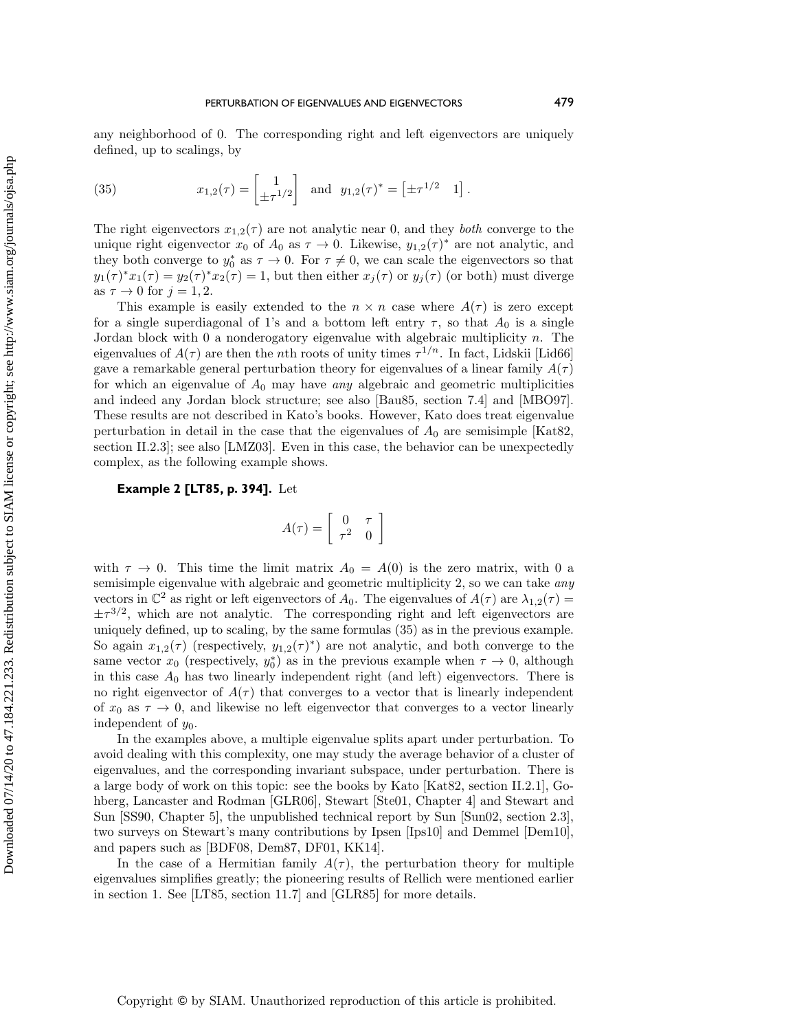any neighborhood of 0. The corresponding right and left eigenvectors are uniquely defined, up to scalings, by

$$x_{1,2}(\tau) = \begin{bmatrix} 1 \\ \pm\tau^{1/2} \end{bmatrix} \quad \text{and} \quad y_{1,2}(\tau)^* = \begin{bmatrix} \pm\tau^{1/2} & 1 \end{bmatrix}. \tag{35}$$

The right eigenvectors $x_{1,2}(\tau)$ are not analytic near 0, and they *both* converge to the unique right eigenvector $x_0$ of $A_0$ as $\tau \to 0$. Likewise, $y_{1,2}(\tau)^*$ are not analytic, and they both converge to $y_0^*$ as $\tau \to 0$. For $\tau \neq 0$, we can scale the eigenvectors so that $y_1(\tau)^* x_1(\tau) = y_2(\tau)^* x_2(\tau) = 1$, but then either $x_j(\tau)$ or $y_j(\tau)$ (or both) must diverge as $\tau \to 0$ for $j = 1, 2$.

This example is easily extended to the $n \times n$ case where $A(\tau)$ is zero except for a single superdiagonal of 1's and a bottom left entry $\tau$, so that $A_0$ is a single Jordan block with 0 a nonderogatory eigenvalue with algebraic multiplicity $n$. The eigenvalues of $A(\tau)$ are then the $n$th roots of unity times $\tau^{1/n}$. In fact, Lidskii [Lid66] gave a remarkable general perturbation theory for eigenvalues of a linear family $A(\tau)$ for which an eigenvalue of $A_0$ may have *any* algebraic and geometric multiplicities and indeed any Jordan block structure; see also [Bau85, section 7.4] and [MBO97]. These results are not described in Kato's books. However, Kato does treat eigenvalue perturbation in detail in the case that the eigenvalues of $A_0$ are semisimple [Kat82, section II.2.3]; see also [LMZ03]. Even in this case, the behavior can be unexpectedly complex, as the following example shows.

**Example 2 [LT85, p. 394].** Let

$$A(\tau) = \begin{bmatrix} 0 & \tau \\ \tau^2 & 0 \end{bmatrix}$$

with $\tau \to 0$. This time the limit matrix $A_0 = A(0)$ is the zero matrix, with 0 a semisimple eigenvalue with algebraic and geometric multiplicity 2, so we can take *any* vectors in $\mathbb{C}^2$ as right or left eigenvectors of $A_0$. The eigenvalues of $A(\tau)$ are $\lambda_{1,2}(\tau) = \pm\tau^{3/2}$, which are not analytic. The corresponding right and left eigenvectors are uniquely defined, up to scaling, by the same formulas (35) as in the previous example. So again $x_{1,2}(\tau)$ (respectively, $y_{1,2}(\tau)^*$) are not analytic, and both converge to the same vector $x_0$ (respectively, $y_0^*$) as in the previous example when $\tau \to 0$, although in this case $A_0$ has two linearly independent right (and left) eigenvectors. There is no right eigenvector of $A(\tau)$ that converges to a vector that is linearly independent of $x_0$ as $\tau \to 0$, and likewise no left eigenvector that converges to a vector linearly independent of $y_0$.

In the examples above, a multiple eigenvalue splits apart under perturbation. To avoid dealing with this complexity, one may study the average behavior of a cluster of eigenvalues, and the corresponding invariant subspace, under perturbation. There is a large body of work on this topic: see the books by Kato [Kat82, section II.2.1], Gohberg, Lancaster and Rodman [GLR06], Stewart [Ste01, Chapter 4] and Stewart and Sun [SS90, Chapter 5], the unpublished technical report by Sun [Sun02, section 2.3], two surveys on Stewart's many contributions by Ipsen [Ips10] and Demmel [Dem10], and papers such as [BDF08, Dem87, DF01, KK14].

In the case of a Hermitian family $A(\tau)$, the perturbation theory for multiple eigenvalues simplifies greatly; the pioneering results of Rellich were mentioned earlier in section 1. See [LT85, section 11.7] and [GLR85] for more details.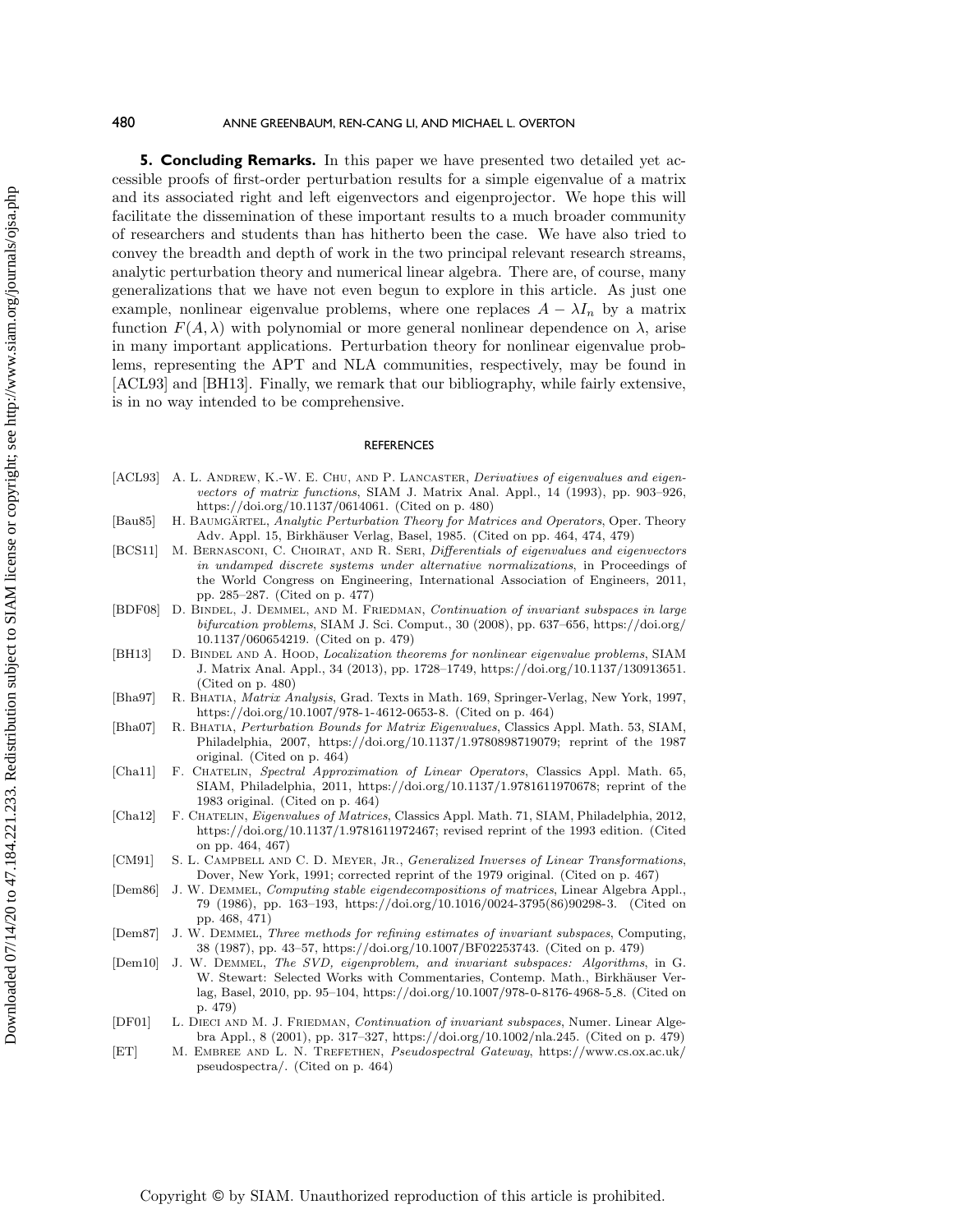## 5. Concluding Remarks.

In this paper we have presented two detailed yet accessible proofs of first-order perturbation results for a simple eigenvalue of a matrix and its associated right and left eigenvectors and eigenprojector. We hope this will facilitate the dissemination of these important results to a much broader community of researchers and students than has hitherto been the case. We have also tried to convey the breadth and depth of work in the two principal relevant research streams, analytic perturbation theory and numerical linear algebra. There are, of course, many generalizations that we have not even begun to explore in this article. As just one example, nonlinear eigenvalue problems, where one replaces $A - \lambda I_n$ by a matrix function $F(A, \lambda)$ with polynomial or more general nonlinear dependence on $\lambda$, arise in many important applications. Perturbation theory for nonlinear eigenvalue problems, representing the APT and NLA communities, respectively, may be found in [ACL93] and [BH13]. Finally, we remark that our bibliography, while fairly extensive, is in no way intended to be comprehensive.

## REFERENCES

- [ACL93] A. L. Andrew, K.-W. E. Chu, and P. Lancaster, *Derivatives of eigenvalues and eigenvectors of matrix functions*, SIAM J. Matrix Anal. Appl., 14 (1993), pp. 903–926, https://doi.org/10.1137/0614061. (Cited on p. 480)
- [Bau85] H. Baumgärtel, *Analytic Perturbation Theory for Matrices and Operators*, Oper. Theory Adv. Appl. 15, Birkhäuser Verlag, Basel, 1985. (Cited on pp. 464, 474, 479)
- [BCS11] M. Bernasconi, C. Choirat, and R. Seri, *Differentials of eigenvalues and eigenvectors in undamped discrete systems under alternative normalizations*, in Proceedings of the World Congress on Engineering, International Association of Engineers, 2011, pp. 285–287. (Cited on p. 477)
- [BDF08] D. Bindel, J. Demmel, and M. Friedman, *Continuation of invariant subspaces in large bifurcation problems*, SIAM J. Sci. Comput., 30 (2008), pp. 637–656, https://doi.org/10.1137/060654219. (Cited on p. 479)
- [BH13] D. Bindel and A. Hood, *Localization theorems for nonlinear eigenvalue problems*, SIAM J. Matrix Anal. Appl., 34 (2013), pp. 1728–1749, https://doi.org/10.1137/130913651. (Cited on p. 480)
- [Bha97] R. Bhatia, *Matrix Analysis*, Grad. Texts in Math. 169, Springer-Verlag, New York, 1997, https://doi.org/10.1007/978-1-4612-0653-8. (Cited on p. 464)
- [Bha07] R. Bhatia, *Perturbation Bounds for Matrix Eigenvalues*, Classics Appl. Math. 53, SIAM, Philadelphia, 2007, https://doi.org/10.1137/1.9780898719079; reprint of the 1987 original. (Cited on p. 464)
- [Cha11] F. Chatelin, *Spectral Approximation of Linear Operators*, Classics Appl. Math. 65, SIAM, Philadelphia, 2011, https://doi.org/10.1137/1.9781611970678; reprint of the 1983 original. (Cited on p. 464)
- [Cha12] F. Chatelin, *Eigenvalues of Matrices*, Classics Appl. Math. 71, SIAM, Philadelphia, 2012, https://doi.org/10.1137/1.9781611972467; revised reprint of the 1993 edition. (Cited on pp. 464, 467)
- [CM91] S. L. Campbell and C. D. Meyer, Jr., *Generalized Inverses of Linear Transformations*, Dover, New York, 1991; corrected reprint of the 1979 original. (Cited on p. 467)
- [Dem86] J. W. Demmel, *Computing stable eigendecompositions of matrices*, Linear Algebra Appl., 79 (1986), pp. 163–193, https://doi.org/10.1016/0024-3795(86)90298-3. (Cited on pp. 468, 471)
- [Dem87] J. W. Demmel, *Three methods for refining estimates of invariant subspaces*, Computing, 38 (1987), pp. 43–57, https://doi.org/10.1007/BF02253743. (Cited on p. 479)
- [Dem10] J. W. Demmel, *The SVD, eigenproblem, and invariant subspaces: Algorithms*, in G. W. Stewart: Selected Works with Commentaries, Contemp. Math., Birkhäuser Verlag, Basel, 2010, pp. 95–104, https://doi.org/10.1007/978-0-8176-4968-5_8. (Cited on p. 479)
- [DF01] L. Dieci and M. J. Friedman, *Continuation of invariant subspaces*, Numer. Linear Algebra Appl., 8 (2001), pp. 317–327, https://doi.org/10.1002/nla.245. (Cited on p. 479)
- [ET] M. Embree and L. N. Trefethen, *Pseudospectral Gateway*, https://www.cs.ox.ac.uk/pseudospectra/. (Cited on p. 464)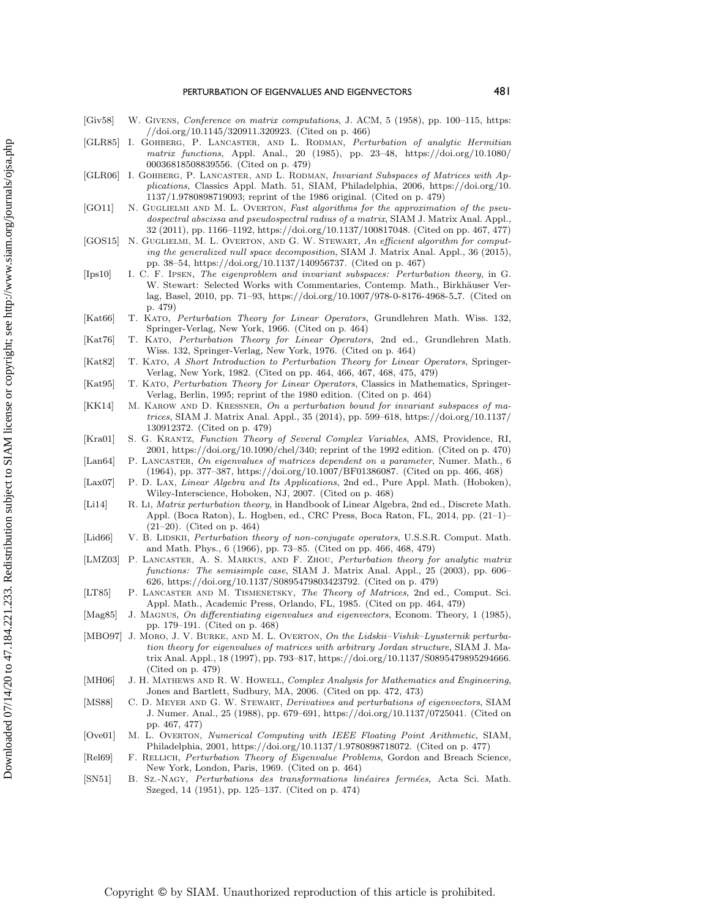[Giv58] W. Givens, *Conference on matrix computations*, J. ACM, 5 (1958), pp. 100–115, https://doi.org/10.1145/320911.320923. (Cited on p. 466)

[GLR85] I. Gohberg, P. Lancaster, and L. Rodman, *Perturbation of analytic Hermitian matrix functions*, Appl. Anal., 20 (1985), pp. 23–48, https://doi.org/10.1080/00036818508839556. (Cited on p. 479)

[GLR06] I. Gohberg, P. Lancaster, and L. Rodman, *Invariant Subspaces of Matrices with Applications*, Classics Appl. Math. 51, SIAM, Philadelphia, 2006, https://doi.org/10.1137/1.9780898719093; reprint of the 1986 original. (Cited on p. 479)

[GO11] N. Guglielmi and M. L. Overton, *Fast algorithms for the approximation of the pseudospectral abscissa and pseudospectral radius of a matrix*, SIAM J. Matrix Anal. Appl., 32 (2011), pp. 1166–1192, https://doi.org/10.1137/100817048. (Cited on pp. 467, 477)

[GOS15] N. Guglielmi, M. L. Overton, and G. W. Stewart, *An efficient algorithm for computing the generalized null space decomposition*, SIAM J. Matrix Anal. Appl., 36 (2015), pp. 38–54, https://doi.org/10.1137/140956737. (Cited on p. 467)

[Ips10] I. C. F. Ipsen, *The eigenproblem and invariant subspaces: Perturbation theory*, in G. W. Stewart: Selected Works with Commentaries, Contemp. Math., Birkhäuser Verlag, Basel, 2010, pp. 71–93, https://doi.org/10.1007/978-0-8176-4968-5_7. (Cited on p. 479)

[Kat66] T. Kato, *Perturbation Theory for Linear Operators*, Grundlehren Math. Wiss. 132, Springer-Verlag, New York, 1966. (Cited on p. 464)

[Kat76] T. Kato, *Perturbation Theory for Linear Operators*, 2nd ed., Grundlehren Math. Wiss. 132, Springer-Verlag, New York, 1976. (Cited on p. 464)

[Kat82] T. Kato, *A Short Introduction to Perturbation Theory for Linear Operators*, Springer-Verlag, New York, 1982. (Cited on pp. 464, 466, 467, 468, 475, 479)

[Kat95] T. Kato, *Perturbation Theory for Linear Operators*, Classics in Mathematics, Springer-Verlag, Berlin, 1995; reprint of the 1980 edition. (Cited on p. 464)

[KK14] M. Karow and D. Kressner, *On a perturbation bound for invariant subspaces of matrices*, SIAM J. Matrix Anal. Appl., 35 (2014), pp. 599–618, https://doi.org/10.1137/130912372. (Cited on p. 479)

[Kra01] S. G. Krantz, *Function Theory of Several Complex Variables*, AMS, Providence, RI, 2001, https://doi.org/10.1090/chel/340; reprint of the 1992 edition. (Cited on p. 470)

[Lan64] P. Lancaster, *On eigenvalues of matrices dependent on a parameter*, Numer. Math., 6 (1964), pp. 377–387, https://doi.org/10.1007/BF01386087. (Cited on pp. 466, 468)

[Lax07] P. D. Lax, *Linear Algebra and Its Applications*, 2nd ed., Pure Appl. Math. (Hoboken), Wiley-Interscience, Hoboken, NJ, 2007. (Cited on p. 468)

[Li14] R. Li, *Matrix perturbation theory*, in Handbook of Linear Algebra, 2nd ed., Discrete Math. Appl. (Boca Raton), L. Hogben, ed., CRC Press, Boca Raton, FL, 2014, pp. (21–1)–(21–20). (Cited on p. 464)

[Lid66] V. B. Lidskii, *Perturbation theory of non-conjugate operators*, U.S.S.R. Comput. Math. and Math. Phys., 6 (1966), pp. 73–85. (Cited on pp. 466, 468, 479)

[LMZ03] P. Lancaster, A. S. Markus, and F. Zhou, *Perturbation theory for analytic matrix functions: The semisimple case*, SIAM J. Matrix Anal. Appl., 25 (2003), pp. 606–626, https://doi.org/10.1137/S0895479803423792. (Cited on p. 479)

[LT85] P. Lancaster and M. Tismenetsky, *The Theory of Matrices*, 2nd ed., Comput. Sci. Appl. Math., Academic Press, Orlando, FL, 1985. (Cited on pp. 464, 479)

[Mag85] J. Magnus, *On differentiating eigenvalues and eigenvectors*, Econom. Theory, 1 (1985), pp. 179–191. (Cited on p. 468)

[MBO97] J. Moro, J. V. Burke, and M. L. Overton, *On the Lidskii–Vishik–Lyusternik perturbation theory for eigenvalues of matrices with arbitrary Jordan structure*, SIAM J. Matrix Anal. Appl., 18 (1997), pp. 793–817, https://doi.org/10.1137/S0895479895294666. (Cited on p. 479)

[MH06] J. H. Mathews and R. W. Howell, *Complex Analysis for Mathematics and Engineering*, Jones and Bartlett, Sudbury, MA, 2006. (Cited on pp. 472, 473)

[MS88] C. D. Meyer and G. W. Stewart, *Derivatives and perturbations of eigenvectors*, SIAM J. Numer. Anal., 25 (1988), pp. 679–691, https://doi.org/10.1137/0725041. (Cited on pp. 467, 477)

[Ove01] M. L. Overton, *Numerical Computing with IEEE Floating Point Arithmetic*, SIAM, Philadelphia, 2001, https://doi.org/10.1137/1.9780898718072. (Cited on p. 477)

[Rel69] F. Rellich, *Perturbation Theory of Eigenvalue Problems*, Gordon and Breach Science, New York, London, Paris, 1969. (Cited on p. 464)

[SN51] B. Sz.-Nagy, *Perturbations des transformations linéaires fermées*, Acta Sci. Math. Szeged, 14 (1951), pp. 125–137. (Cited on p. 474)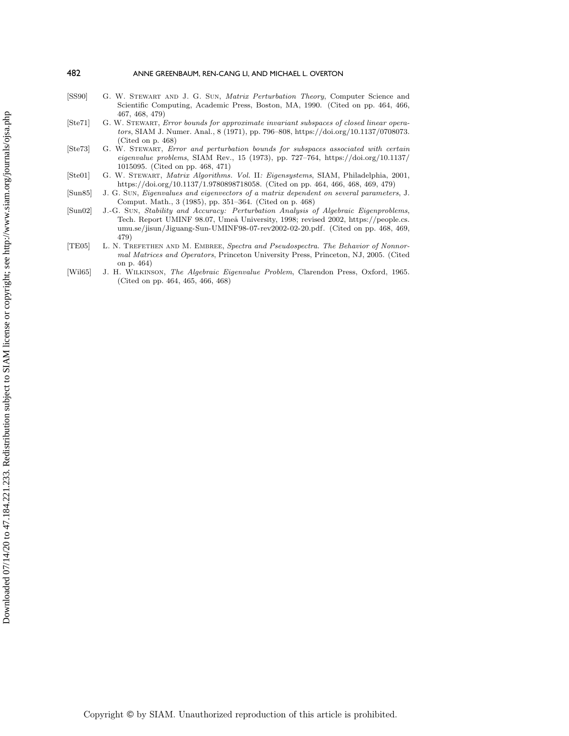[SS90] G. W. Stewart and J. G. Sun, *Matrix Perturbation Theory*, Computer Science and Scientific Computing, Academic Press, Boston, MA, 1990. (Cited on pp. 464, 466, 467, 468, 479)

[Ste71] G. W. Stewart, *Error bounds for approximate invariant subspaces of closed linear operators*, SIAM J. Numer. Anal., 8 (1971), pp. 796–808, https://doi.org/10.1137/0708073. (Cited on p. 468)

[Ste73] G. W. Stewart, *Error and perturbation bounds for subspaces associated with certain eigenvalue problems*, SIAM Rev., 15 (1973), pp. 727–764, https://doi.org/10.1137/1015095. (Cited on pp. 468, 471)

[Ste01] G. W. Stewart, *Matrix Algorithms. Vol.* II*: Eigensystems*, SIAM, Philadelphia, 2001, https://doi.org/10.1137/1.9780898718058. (Cited on pp. 464, 466, 468, 469, 479)

[Sun85] J. G. Sun, *Eigenvalues and eigenvectors of a matrix dependent on several parameters*, J. Comput. Math., 3 (1985), pp. 351–364. (Cited on p. 468)

[Sun02] J.-G. Sun, *Stability and Accuracy: Perturbation Analysis of Algebraic Eigenproblems*, Tech. Report UMINF 98.07, Umeå University, 1998; revised 2002, https://people.cs.umu.se/jisun/Jiguang-Sun-UMINF98-07-rev2002-02-20.pdf. (Cited on pp. 468, 469, 479)

[TE05] L. N. Trefethen and M. Embree, *Spectra and Pseudospectra. The Behavior of Nonnormal Matrices and Operators*, Princeton University Press, Princeton, NJ, 2005. (Cited on p. 464)

[Wil65] J. H. Wilkinson, *The Algebraic Eigenvalue Problem*, Clarendon Press, Oxford, 1965. (Cited on pp. 464, 465, 466, 468)